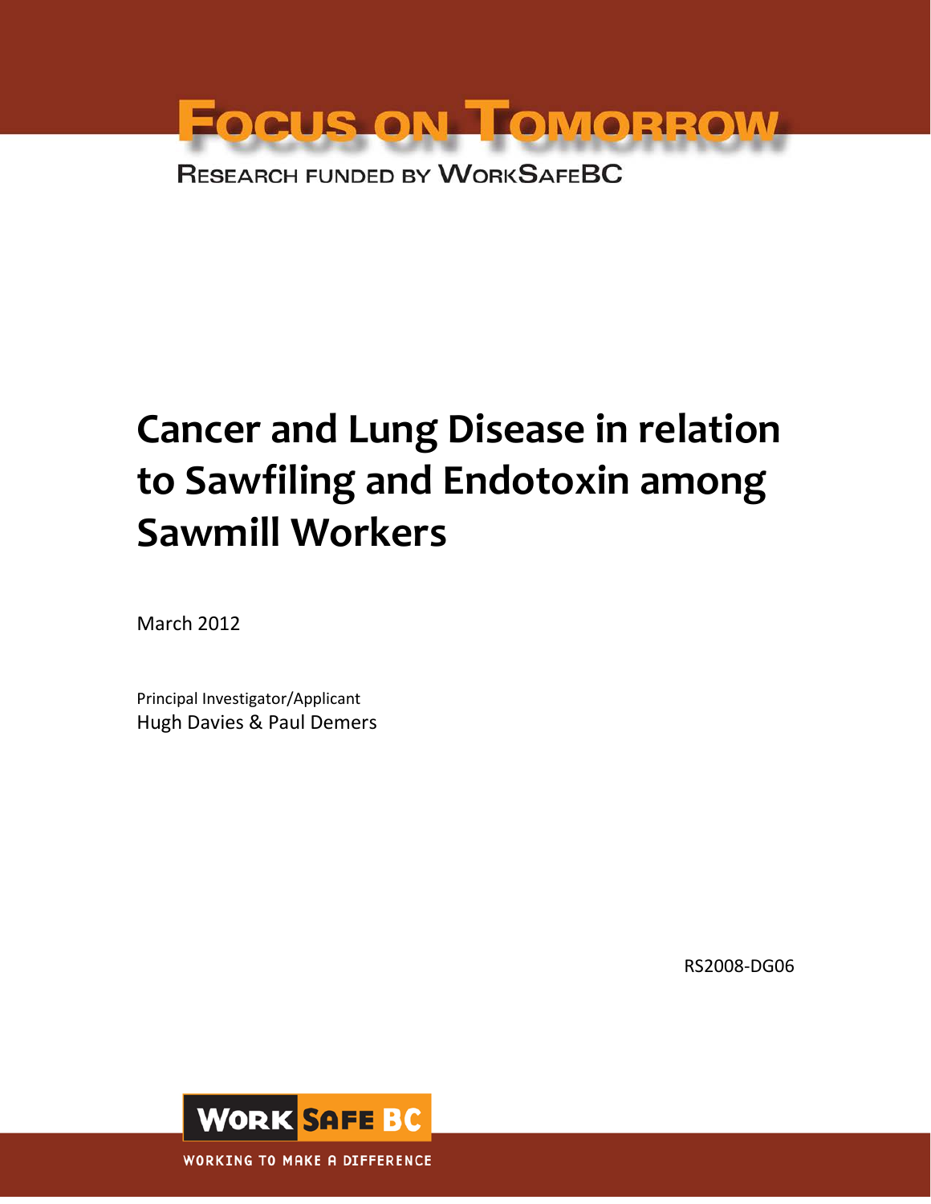FOCUS ON TOMORROW

RESEARCH FUNDED BY WORKSAFEBC

# Cancer and Lung Disease in relation to Sawfiling and Endotoxin among Sawmill Workers

March 2012

Principal Investigator/Applicant

Hugh Davies & Paul Demers

RS2008-DG06

WORKSAFEBC

WORKING TO MAKE A DIFFERENCE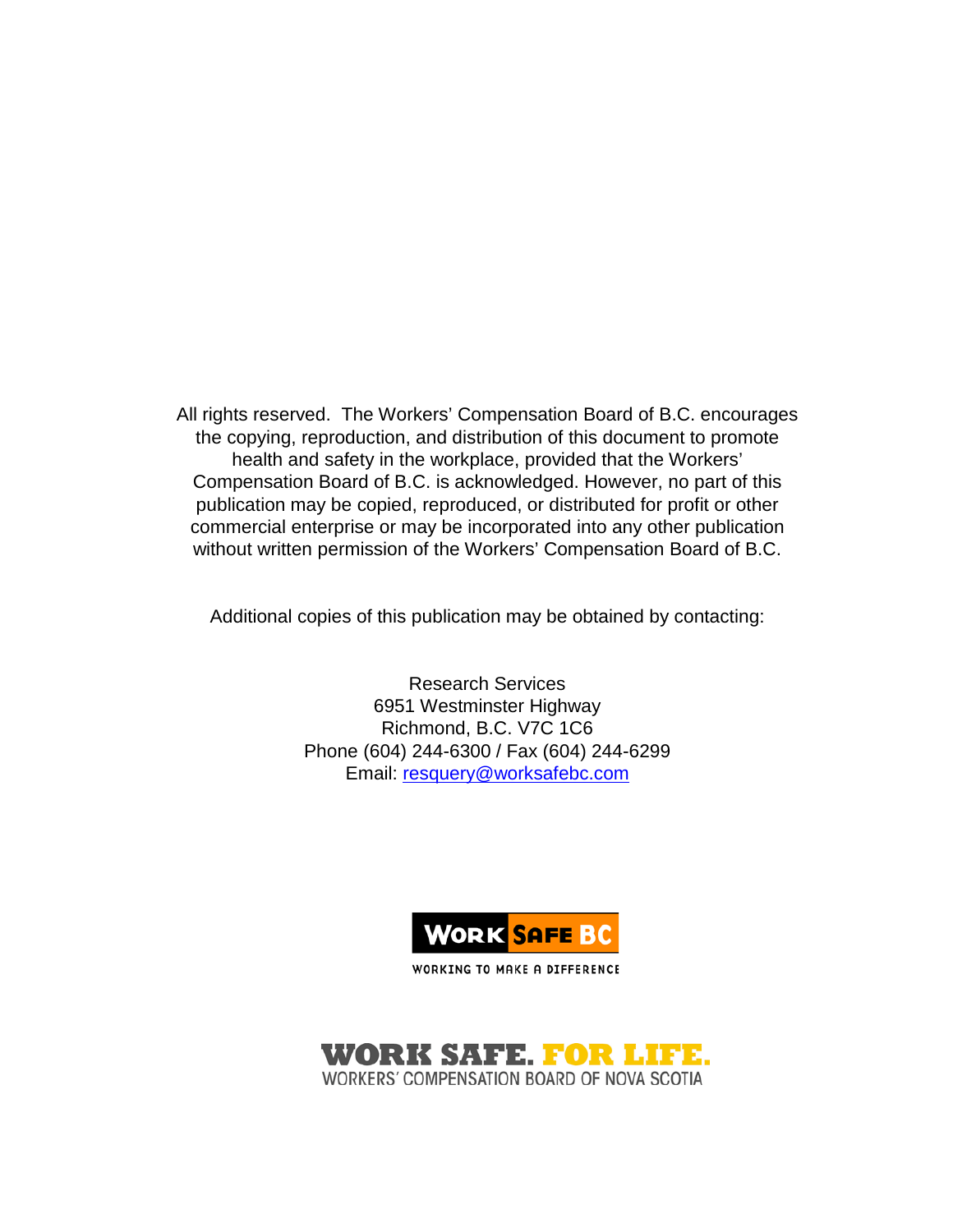All rights reserved. The Workers' Compensation Board of B.C. encourages the copying, reproduction, and distribution of this document to promote health and safety in the workplace, provided that the Workers' Compensation Board of B.C. is acknowledged. However, no part of this publication may be copied, reproduced, or distributed for profit or other commercial enterprise or may be incorporated into any other publication without written permission of the Workers' Compensation Board of B.C.

Additional copies of this publication may be obtained by contacting:

Research Services
6951 Westminster Highway
Richmond, B.C. V7C 1C6
Phone (604) 244-6300 / Fax (604) 244-6299
Email: resquery@worksafebc.com

WORK SAFE BC
WORKING TO MAKE A DIFFERENCE

WORK SAFE. FOR LIFE.
WORKERS' COMPENSATION BOARD OF NOVA SCOTIA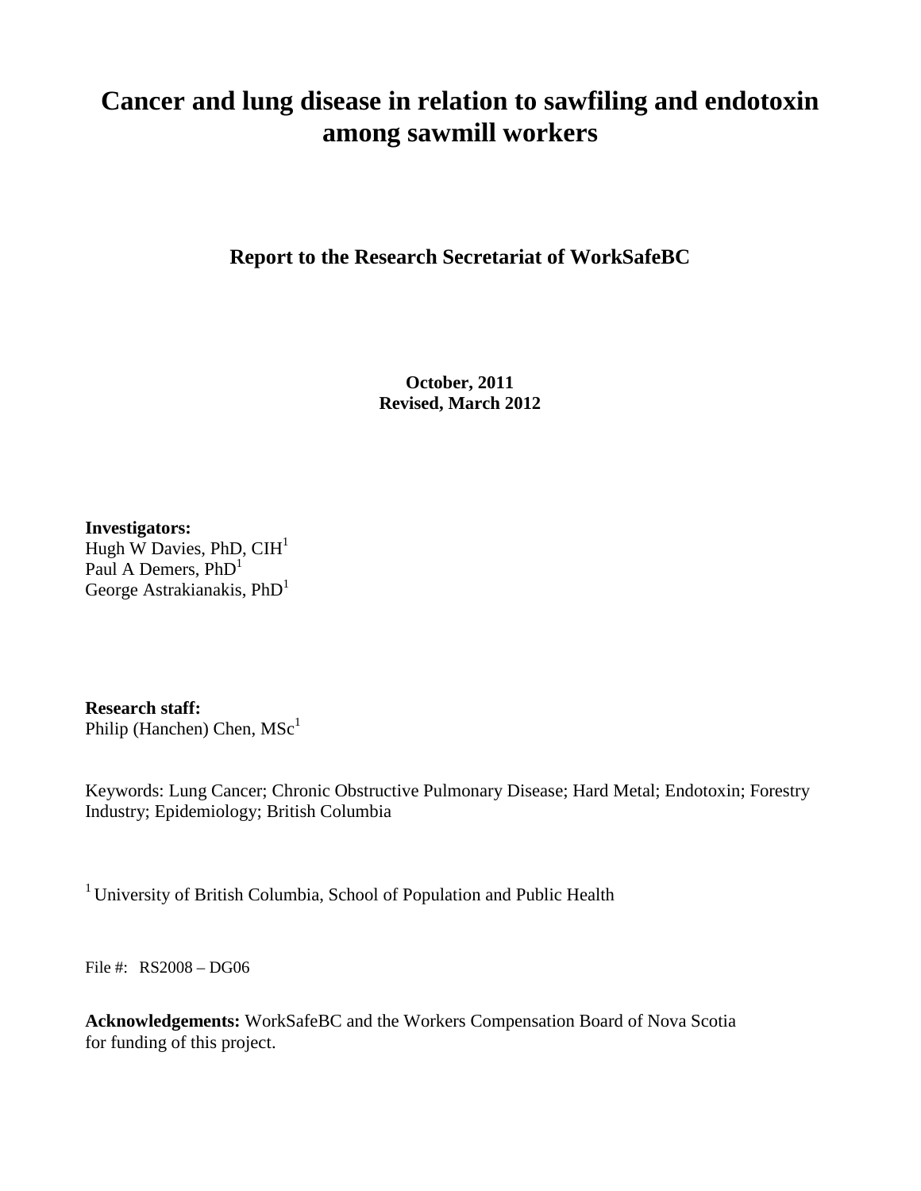# Cancer and lung disease in relation to sawfiling and endotoxin among sawmill workers

**Report to the Research Secretariat of WorkSafeBC**

**October, 2011**
**Revised, March 2012**

**Investigators:**
Hugh W Davies, PhD, CIH[1]
Paul A Demers, PhD[1]
George Astrakianakis, PhD[1]

**Research staff:**
Philip (Hanchen) Chen, MSc[1]

Keywords: Lung Cancer; Chronic Obstructive Pulmonary Disease; Hard Metal; Endotoxin; Forestry Industry; Epidemiology; British Columbia

[1] University of British Columbia, School of Population and Public Health

File #: RS2008 – DG06

**Acknowledgements:** WorkSafeBC and the Workers Compensation Board of Nova Scotia for funding of this project.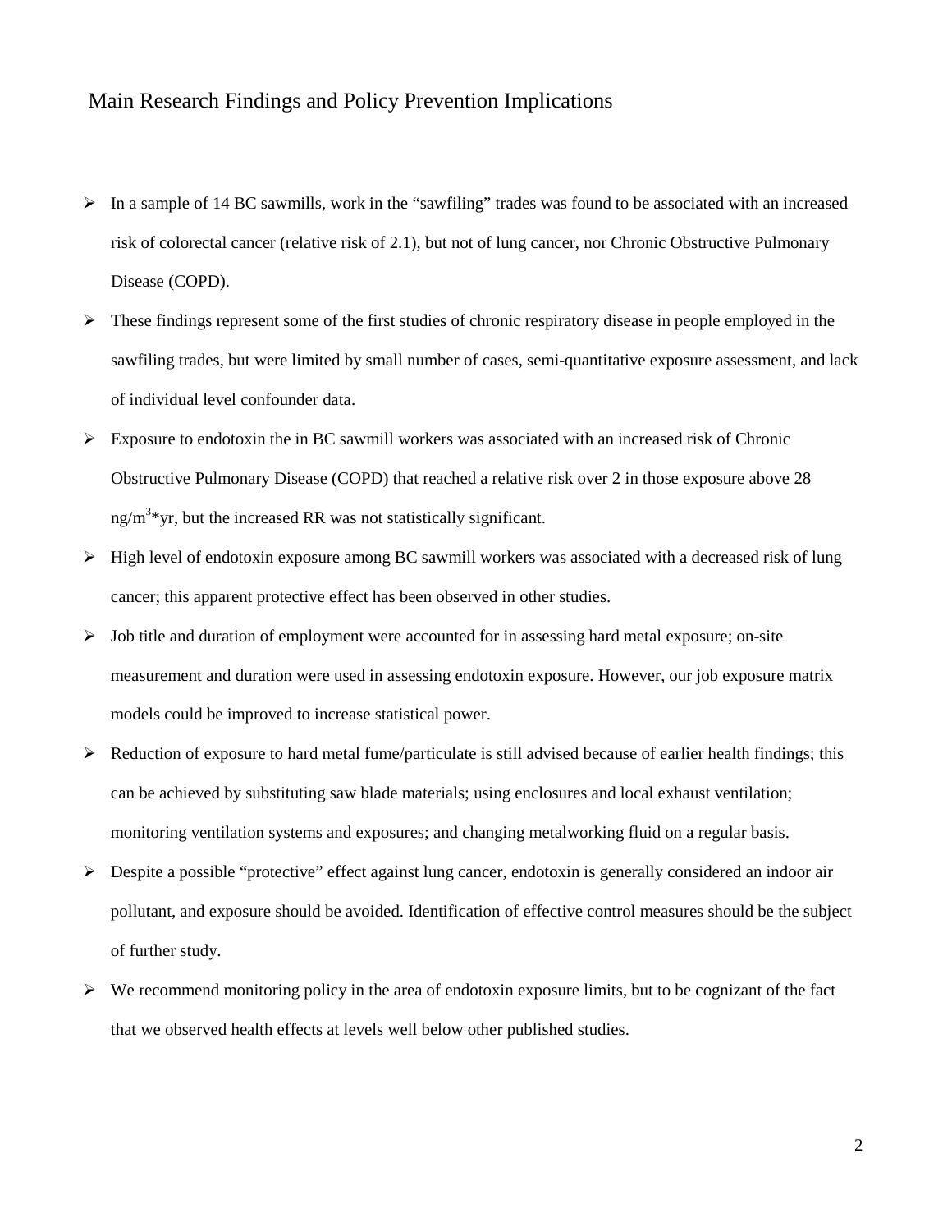# Main Research Findings and Policy Prevention Implications

- In a sample of 14 BC sawmills, work in the "sawfiling" trades was found to be associated with an increased risk of colorectal cancer (relative risk of 2.1), but not of lung cancer, nor Chronic Obstructive Pulmonary Disease (COPD).
- These findings represent some of the first studies of chronic respiratory disease in people employed in the sawfiling trades, but were limited by small number of cases, semi-quantitative exposure assessment, and lack of individual level confounder data.
- Exposure to endotoxin the in BC sawmill workers was associated with an increased risk of Chronic Obstructive Pulmonary Disease (COPD) that reached a relative risk over 2 in those exposure above 28 $ng/m^3$*yr, but the increased RR was not statistically significant.
- High level of endotoxin exposure among BC sawmill workers was associated with a decreased risk of lung cancer; this apparent protective effect has been observed in other studies.
- Job title and duration of employment were accounted for in assessing hard metal exposure; on-site measurement and duration were used in assessing endotoxin exposure. However, our job exposure matrix models could be improved to increase statistical power.
- Reduction of exposure to hard metal fume/particulate is still advised because of earlier health findings; this can be achieved by substituting saw blade materials; using enclosures and local exhaust ventilation; monitoring ventilation systems and exposures; and changing metalworking fluid on a regular basis.
- Despite a possible "protective" effect against lung cancer, endotoxin is generally considered an indoor air pollutant, and exposure should be avoided. Identification of effective control measures should be the subject of further study.
- We recommend monitoring policy in the area of endotoxin exposure limits, but to be cognizant of the fact that we observed health effects at levels well below other published studies.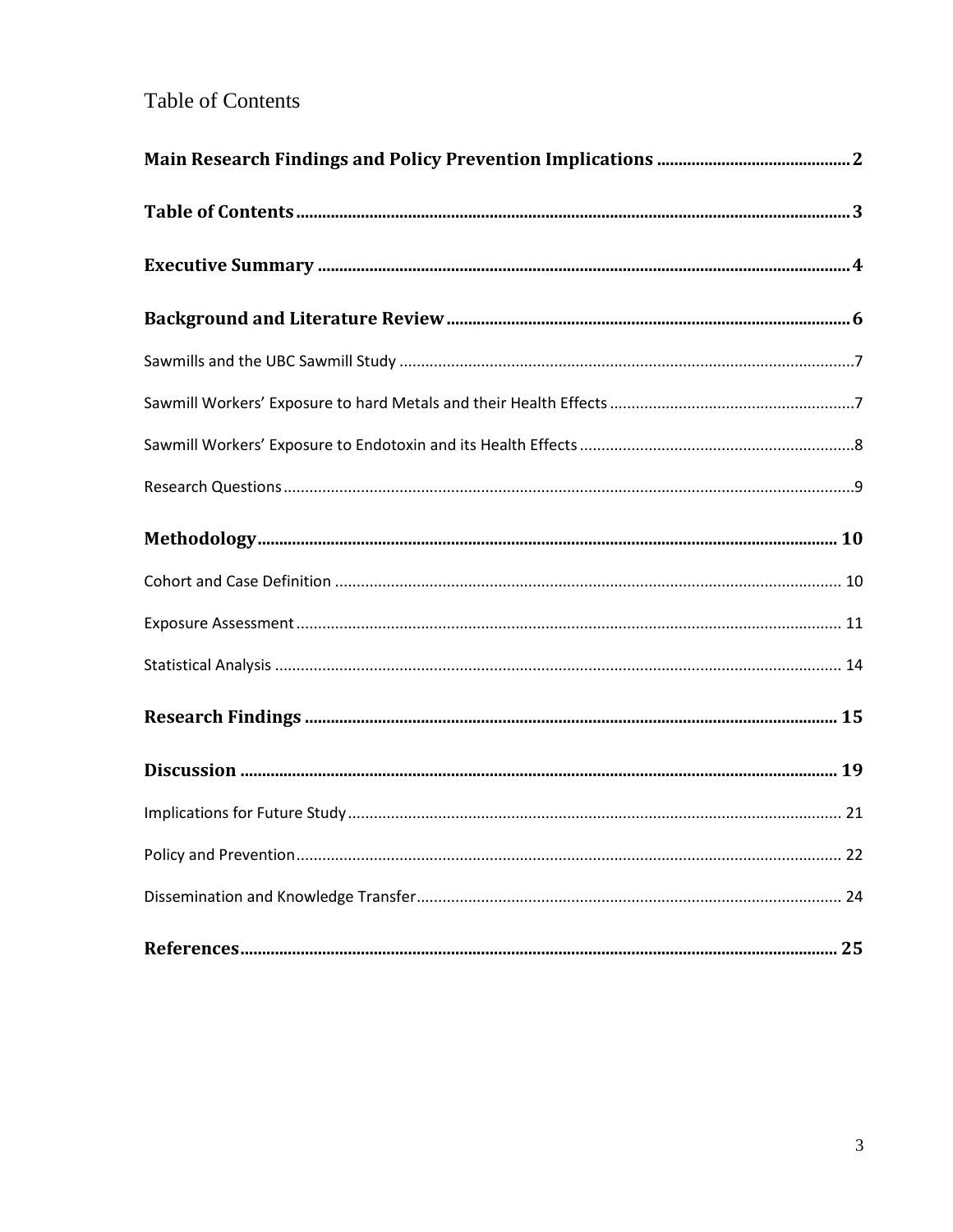# Table of Contents

**Main Research Findings and Policy Prevention Implications** .......... 2

**Table of Contents** .......... 3

**Executive Summary** .......... 4

**Background and Literature Review** .......... 6

Sawmills and the UBC Sawmill Study .......... 7

Sawmill Workers' Exposure to hard Metals and their Health Effects .......... 7

Sawmill Workers' Exposure to Endotoxin and its Health Effects .......... 8

Research Questions .......... 9

**Methodology** .......... 10

Cohort and Case Definition .......... 10

Exposure Assessment .......... 11

Statistical Analysis .......... 14

**Research Findings** .......... 15

**Discussion** .......... 19

Implications for Future Study .......... 21

Policy and Prevention .......... 22

Dissemination and Knowledge Transfer .......... 24

**References** .......... 25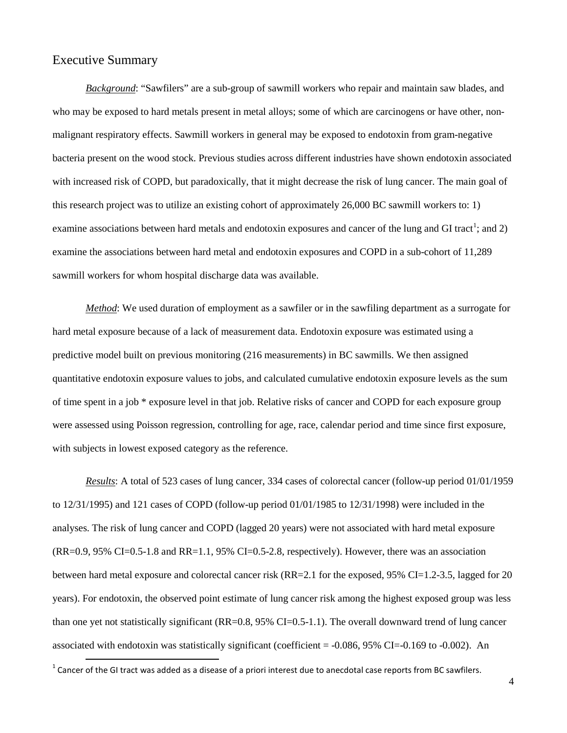## Executive Summary

***Background***: "Sawfilers" are a sub-group of sawmill workers who repair and maintain saw blades, and who may be exposed to hard metals present in metal alloys; some of which are carcinogens or have other, non-malignant respiratory effects. Sawmill workers in general may be exposed to endotoxin from gram-negative bacteria present on the wood stock. Previous studies across different industries have shown endotoxin associated with increased risk of COPD, but paradoxically, that it might decrease the risk of lung cancer. The main goal of this research project was to utilize an existing cohort of approximately 26,000 BC sawmill workers to: 1) examine associations between hard metals and endotoxin exposures and cancer of the lung and GI tract[1]; and 2) examine the associations between hard metal and endotoxin exposures and COPD in a sub-cohort of 11,289 sawmill workers for whom hospital discharge data was available.

***Method***: We used duration of employment as a sawfiler or in the sawfiling department as a surrogate for hard metal exposure because of a lack of measurement data. Endotoxin exposure was estimated using a predictive model built on previous monitoring (216 measurements) in BC sawmills. We then assigned quantitative endotoxin exposure values to jobs, and calculated cumulative endotoxin exposure levels as the sum of time spent in a job * exposure level in that job. Relative risks of cancer and COPD for each exposure group were assessed using Poisson regression, controlling for age, race, calendar period and time since first exposure, with subjects in lowest exposed category as the reference.

***Results***: A total of 523 cases of lung cancer, 334 cases of colorectal cancer (follow-up period 01/01/1959 to 12/31/1995) and 121 cases of COPD (follow-up period 01/01/1985 to 12/31/1998) were included in the analyses. The risk of lung cancer and COPD (lagged 20 years) were not associated with hard metal exposure (RR=0.9, 95% CI=0.5-1.8 and RR=1.1, 95% CI=0.5-2.8, respectively). However, there was an association between hard metal exposure and colorectal cancer risk (RR=2.1 for the exposed, 95% CI=1.2-3.5, lagged for 20 years). For endotoxin, the observed point estimate of lung cancer risk among the highest exposed group was less than one yet not statistically significant (RR=0.8, 95% CI=0.5-1.1). The overall downward trend of lung cancer associated with endotoxin was statistically significant (coefficient = -0.086, 95% CI=-0.169 to -0.002). An

[1] Cancer of the GI tract was added as a disease of a priori interest due to anecdotal case reports from BC sawfilers.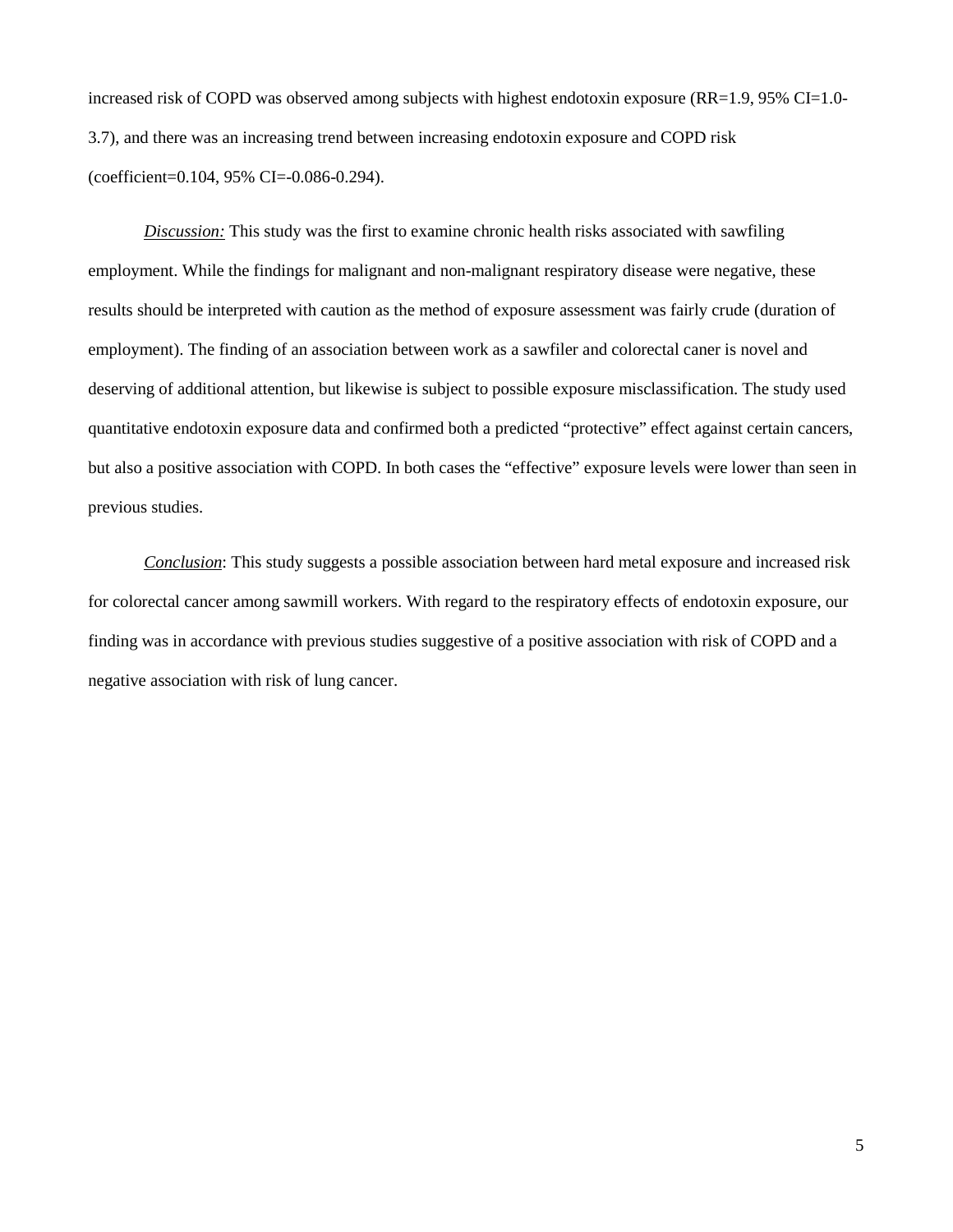increased risk of COPD was observed among subjects with highest endotoxin exposure (RR=1.9, 95% CI=1.0-3.7), and there was an increasing trend between increasing endotoxin exposure and COPD risk (coefficient=0.104, 95% CI=-0.086-0.294).

*Discussion:* This study was the first to examine chronic health risks associated with sawfiling employment. While the findings for malignant and non-malignant respiratory disease were negative, these results should be interpreted with caution as the method of exposure assessment was fairly crude (duration of employment). The finding of an association between work as a sawfiler and colorectal caner is novel and deserving of additional attention, but likewise is subject to possible exposure misclassification. The study used quantitative endotoxin exposure data and confirmed both a predicted "protective" effect against certain cancers, but also a positive association with COPD. In both cases the "effective" exposure levels were lower than seen in previous studies.

*Conclusion*: This study suggests a possible association between hard metal exposure and increased risk for colorectal cancer among sawmill workers. With regard to the respiratory effects of endotoxin exposure, our finding was in accordance with previous studies suggestive of a positive association with risk of COPD and a negative association with risk of lung cancer.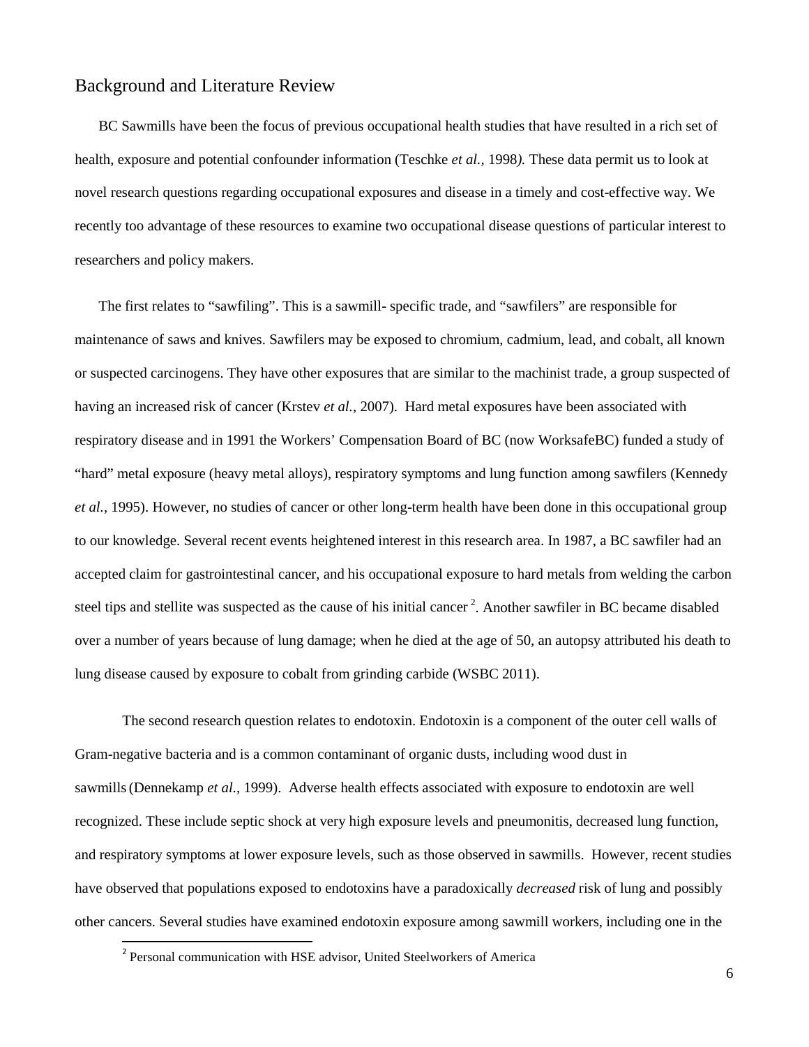## Background and Literature Review

BC Sawmills have been the focus of previous occupational health studies that have resulted in a rich set of health, exposure and potential confounder information (Teschke *et al.,* 1998*).* These data permit us to look at novel research questions regarding occupational exposures and disease in a timely and cost-effective way. We recently too advantage of these resources to examine two occupational disease questions of particular interest to researchers and policy makers.

The first relates to "sawfiling". This is a sawmill- specific trade, and "sawfilers" are responsible for maintenance of saws and knives. Sawfilers may be exposed to chromium, cadmium, lead, and cobalt, all known or suspected carcinogens. They have other exposures that are similar to the machinist trade, a group suspected of having an increased risk of cancer (Krstev *et al.*, 2007). Hard metal exposures have been associated with respiratory disease and in 1991 the Workers' Compensation Board of BC (now WorksafeBC) funded a study of "hard" metal exposure (heavy metal alloys), respiratory symptoms and lung function among sawfilers (Kennedy *et al.*, 1995). However, no studies of cancer or other long-term health have been done in this occupational group to our knowledge. Several recent events heightened interest in this research area. In 1987, a BC sawfiler had an accepted claim for gastrointestinal cancer, and his occupational exposure to hard metals from welding the carbon steel tips and stellite was suspected as the cause of his initial cancer [2]. Another sawfiler in BC became disabled over a number of years because of lung damage; when he died at the age of 50, an autopsy attributed his death to lung disease caused by exposure to cobalt from grinding carbide (WSBC 2011).

The second research question relates to endotoxin. Endotoxin is a component of the outer cell walls of Gram-negative bacteria and is a common contaminant of organic dusts, including wood dust in sawmills (Dennekamp *et al.*, 1999). Adverse health effects associated with exposure to endotoxin are well recognized. These include septic shock at very high exposure levels and pneumonitis, decreased lung function, and respiratory symptoms at lower exposure levels, such as those observed in sawmills. However, recent studies have observed that populations exposed to endotoxins have a paradoxically *decreased* risk of lung and possibly other cancers. Several studies have examined endotoxin exposure among sawmill workers, including one in the

[2] Personal communication with HSE advisor, United Steelworkers of America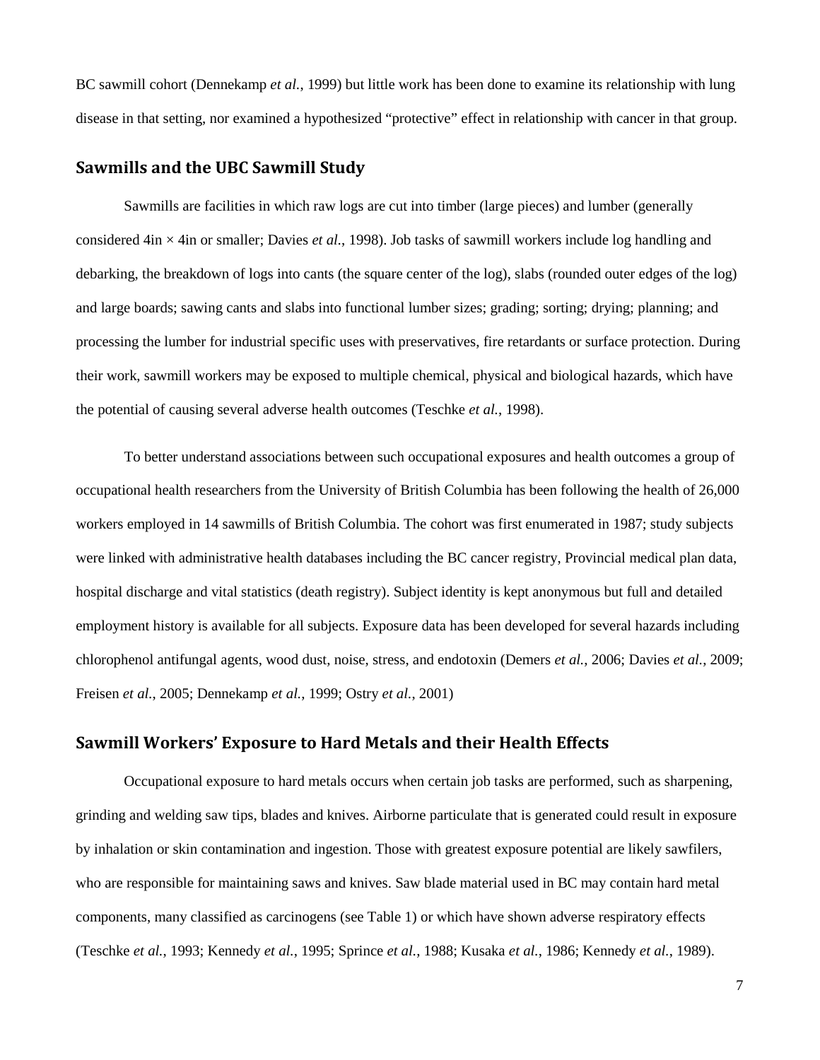BC sawmill cohort (Dennekamp *et al.*, 1999) but little work has been done to examine its relationship with lung disease in that setting, nor examined a hypothesized "protective" effect in relationship with cancer in that group.

## Sawmills and the UBC Sawmill Study

Sawmills are facilities in which raw logs are cut into timber (large pieces) and lumber (generally considered 4in × 4in or smaller; Davies *et al.*, 1998). Job tasks of sawmill workers include log handling and debarking, the breakdown of logs into cants (the square center of the log), slabs (rounded outer edges of the log) and large boards; sawing cants and slabs into functional lumber sizes; grading; sorting; drying; planning; and processing the lumber for industrial specific uses with preservatives, fire retardants or surface protection. During their work, sawmill workers may be exposed to multiple chemical, physical and biological hazards, which have the potential of causing several adverse health outcomes (Teschke *et al.*, 1998).

To better understand associations between such occupational exposures and health outcomes a group of occupational health researchers from the University of British Columbia has been following the health of 26,000 workers employed in 14 sawmills of British Columbia. The cohort was first enumerated in 1987; study subjects were linked with administrative health databases including the BC cancer registry, Provincial medical plan data, hospital discharge and vital statistics (death registry). Subject identity is kept anonymous but full and detailed employment history is available for all subjects. Exposure data has been developed for several hazards including chlorophenol antifungal agents, wood dust, noise, stress, and endotoxin (Demers *et al.*, 2006; Davies *et al.*, 2009; Freisen *et al.*, 2005; Dennekamp *et al.*, 1999; Ostry *et al.*, 2001)

## Sawmill Workers' Exposure to Hard Metals and their Health Effects

Occupational exposure to hard metals occurs when certain job tasks are performed, such as sharpening, grinding and welding saw tips, blades and knives. Airborne particulate that is generated could result in exposure by inhalation or skin contamination and ingestion. Those with greatest exposure potential are likely sawfilers, who are responsible for maintaining saws and knives. Saw blade material used in BC may contain hard metal components, many classified as carcinogens (see Table 1) or which have shown adverse respiratory effects (Teschke *et al.*, 1993; Kennedy *et al.*, 1995; Sprince *et al.*, 1988; Kusaka *et al.*, 1986; Kennedy *et al.*, 1989).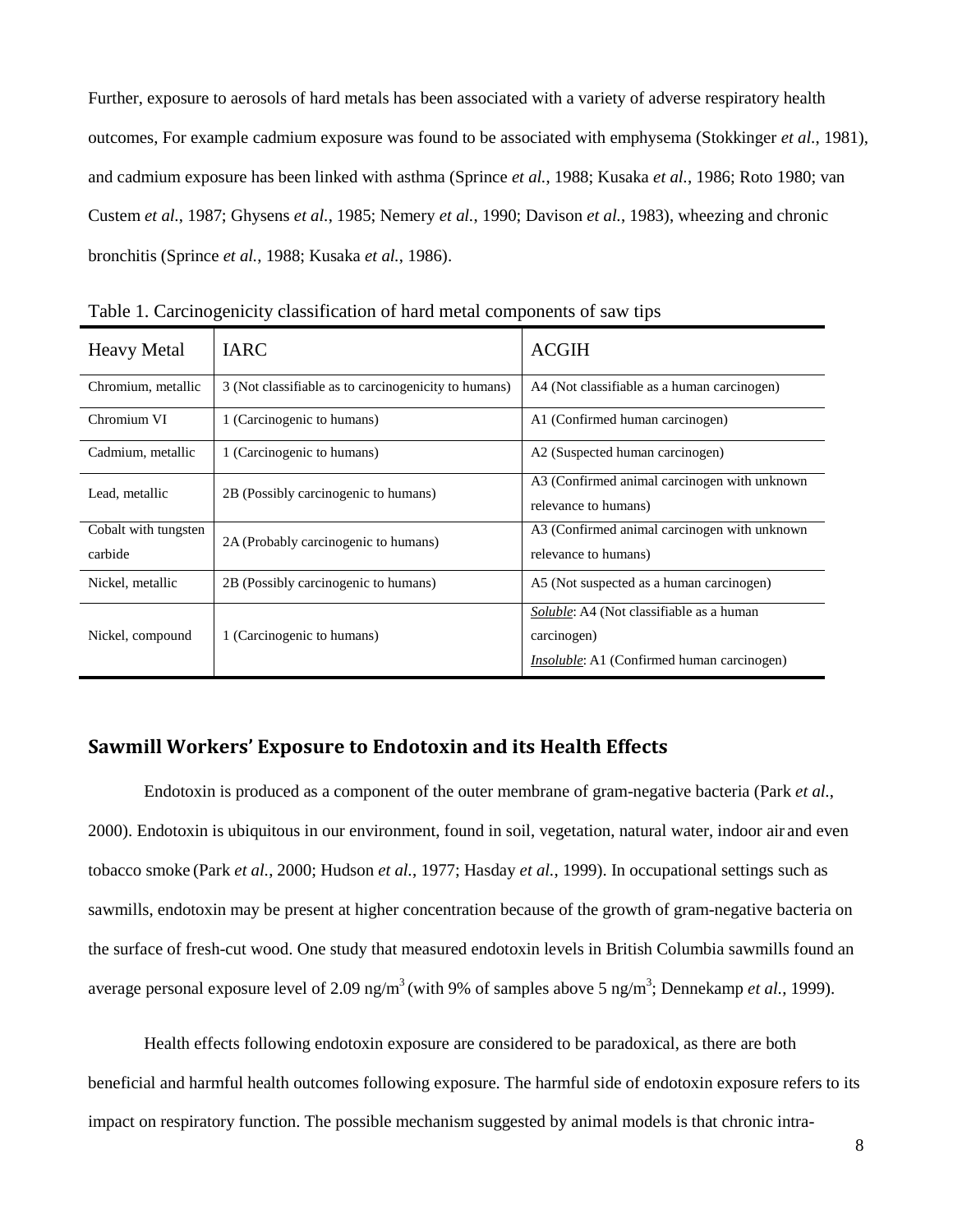Further, exposure to aerosols of hard metals has been associated with a variety of adverse respiratory health outcomes, For example cadmium exposure was found to be associated with emphysema (Stokkinger *et al.*, 1981), and cadmium exposure has been linked with asthma (Sprince *et al.*, 1988; Kusaka *et al.*, 1986; Roto 1980; van Custem *et al.*, 1987; Ghysens *et al.*, 1985; Nemery *et al.*, 1990; Davison *et al.*, 1983), wheezing and chronic bronchitis (Sprince *et al.*, 1988; Kusaka *et al.*, 1986).

Table 1. Carcinogenicity classification of hard metal components of saw tips

| Heavy Metal | IARC | ACGIH |
|---|---|---|
| Chromium, metallic | 3 (Not classifiable as to carcinogenicity to humans) | A4 (Not classifiable as a human carcinogen) |
| Chromium VI | 1 (Carcinogenic to humans) | A1 (Confirmed human carcinogen) |
| Cadmium, metallic | 1 (Carcinogenic to humans) | A2 (Suspected human carcinogen) |
| Lead, metallic | 2B (Possibly carcinogenic to humans) | A3 (Confirmed animal carcinogen with unknown relevance to humans) |
| Cobalt with tungsten carbide | 2A (Probably carcinogenic to humans) | A3 (Confirmed animal carcinogen with unknown relevance to humans) |
| Nickel, metallic | 2B (Possibly carcinogenic to humans) | A5 (Not suspected as a human carcinogen) |
| Nickel, compound | 1 (Carcinogenic to humans) | *Soluble*: A4 (Not classifiable as a human carcinogen) *Insoluble*: A1 (Confirmed human carcinogen) |

## Sawmill Workers' Exposure to Endotoxin and its Health Effects

Endotoxin is produced as a component of the outer membrane of gram-negative bacteria (Park *et al.*, 2000). Endotoxin is ubiquitous in our environment, found in soil, vegetation, natural water, indoor air and even tobacco smoke (Park *et al.*, 2000; Hudson *et al.*, 1977; Hasday *et al.*, 1999). In occupational settings such as sawmills, endotoxin may be present at higher concentration because of the growth of gram-negative bacteria on the surface of fresh-cut wood. One study that measured endotoxin levels in British Columbia sawmills found an average personal exposure level of 2.09 ng/m$^3$ (with 9% of samples above 5 ng/m$^3$; Dennekamp *et al.*, 1999).

Health effects following endotoxin exposure are considered to be paradoxical, as there are both beneficial and harmful health outcomes following exposure. The harmful side of endotoxin exposure refers to its impact on respiratory function. The possible mechanism suggested by animal models is that chronic intra-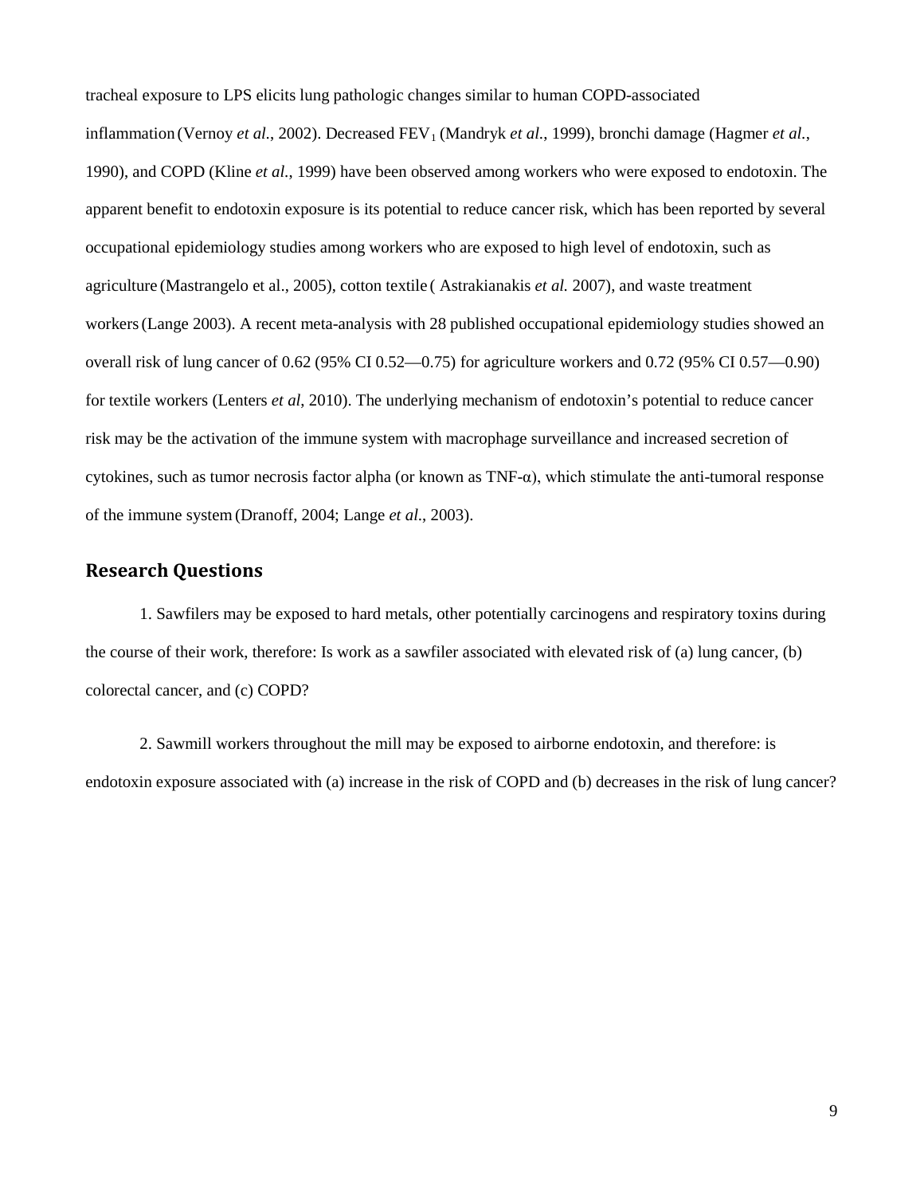tracheal exposure to LPS elicits lung pathologic changes similar to human COPD-associated inflammation (Vernoy *et al.*, 2002). Decreased $FEV_1$ (Mandryk *et al.*, 1999), bronchi damage (Hagmer *et al.*, 1990), and COPD (Kline *et al.*, 1999) have been observed among workers who were exposed to endotoxin. The apparent benefit to endotoxin exposure is its potential to reduce cancer risk, which has been reported by several occupational epidemiology studies among workers who are exposed to high level of endotoxin, such as agriculture (Mastrangelo et al., 2005), cotton textile ( Astrakianakis *et al.* 2007), and waste treatment workers (Lange 2003). A recent meta-analysis with 28 published occupational epidemiology studies showed an overall risk of lung cancer of 0.62 (95% CI 0.52—0.75) for agriculture workers and 0.72 (95% CI 0.57—0.90) for textile workers (Lenters *et al*, 2010). The underlying mechanism of endotoxin's potential to reduce cancer risk may be the activation of the immune system with macrophage surveillance and increased secretion of cytokines, such as tumor necrosis factor alpha (or known as TNF-α), which stimulate the anti-tumoral response of the immune system (Dranoff, 2004; Lange *et al.*, 2003).

## Research Questions

1. Sawfilers may be exposed to hard metals, other potentially carcinogens and respiratory toxins during the course of their work, therefore: Is work as a sawfiler associated with elevated risk of (a) lung cancer, (b) colorectal cancer, and (c) COPD?

2. Sawmill workers throughout the mill may be exposed to airborne endotoxin, and therefore: is endotoxin exposure associated with (a) increase in the risk of COPD and (b) decreases in the risk of lung cancer?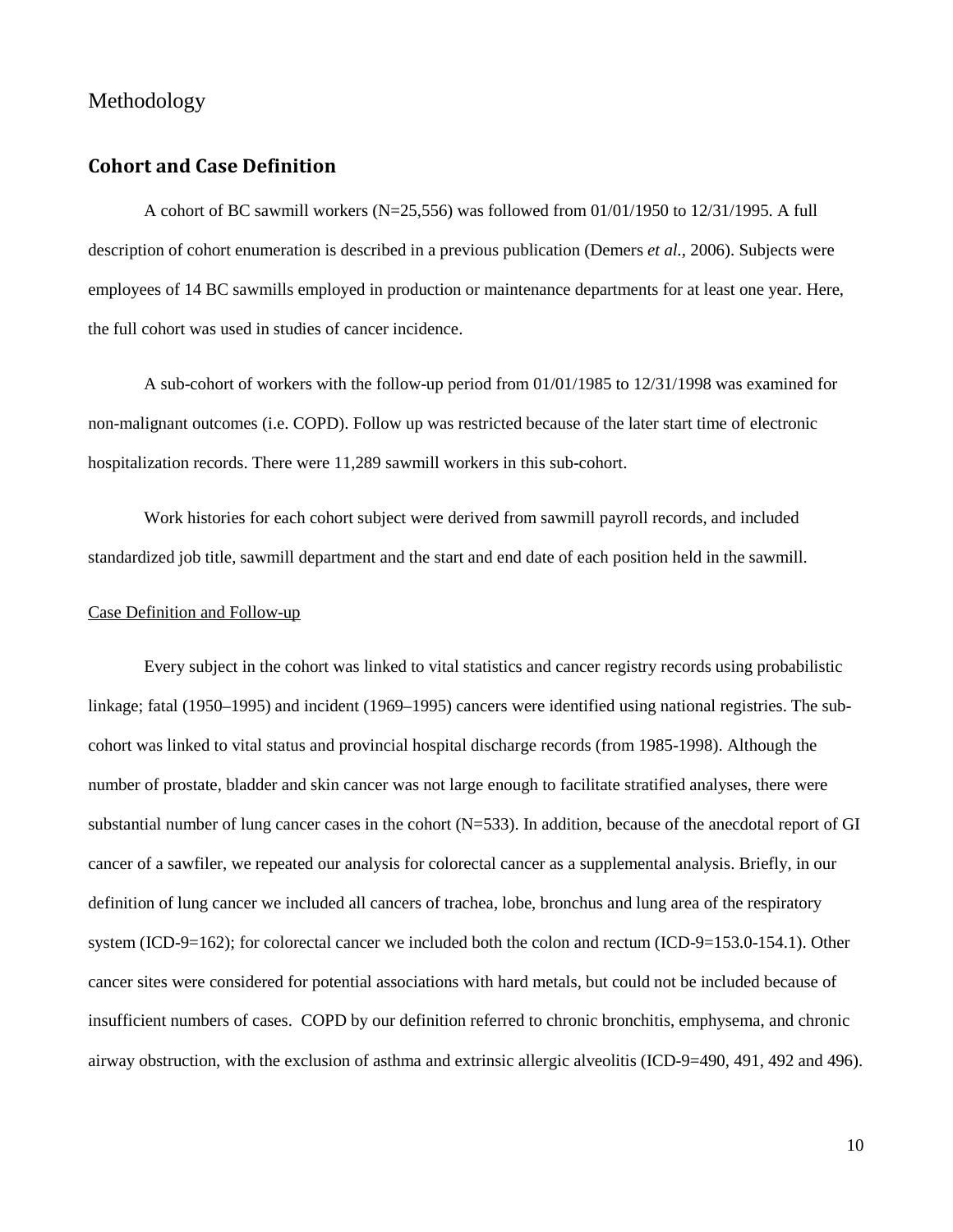# Methodology

## Cohort and Case Definition

A cohort of BC sawmill workers (N=25,556) was followed from 01/01/1950 to 12/31/1995. A full description of cohort enumeration is described in a previous publication (Demers *et al.*, 2006). Subjects were employees of 14 BC sawmills employed in production or maintenance departments for at least one year. Here, the full cohort was used in studies of cancer incidence.

A sub-cohort of workers with the follow-up period from 01/01/1985 to 12/31/1998 was examined for non-malignant outcomes (i.e. COPD). Follow up was restricted because of the later start time of electronic hospitalization records. There were 11,289 sawmill workers in this sub-cohort.

Work histories for each cohort subject were derived from sawmill payroll records, and included standardized job title, sawmill department and the start and end date of each position held in the sawmill.

### Case Definition and Follow-up

Every subject in the cohort was linked to vital statistics and cancer registry records using probabilistic linkage; fatal (1950–1995) and incident (1969–1995) cancers were identified using national registries. The sub-cohort was linked to vital status and provincial hospital discharge records (from 1985-1998). Although the number of prostate, bladder and skin cancer was not large enough to facilitate stratified analyses, there were substantial number of lung cancer cases in the cohort (N=533). In addition, because of the anecdotal report of GI cancer of a sawfiler, we repeated our analysis for colorectal cancer as a supplemental analysis. Briefly, in our definition of lung cancer we included all cancers of trachea, lobe, bronchus and lung area of the respiratory system (ICD-9=162); for colorectal cancer we included both the colon and rectum (ICD-9=153.0-154.1). Other cancer sites were considered for potential associations with hard metals, but could not be included because of insufficient numbers of cases. COPD by our definition referred to chronic bronchitis, emphysema, and chronic airway obstruction, with the exclusion of asthma and extrinsic allergic alveolitis (ICD-9=490, 491, 492 and 496).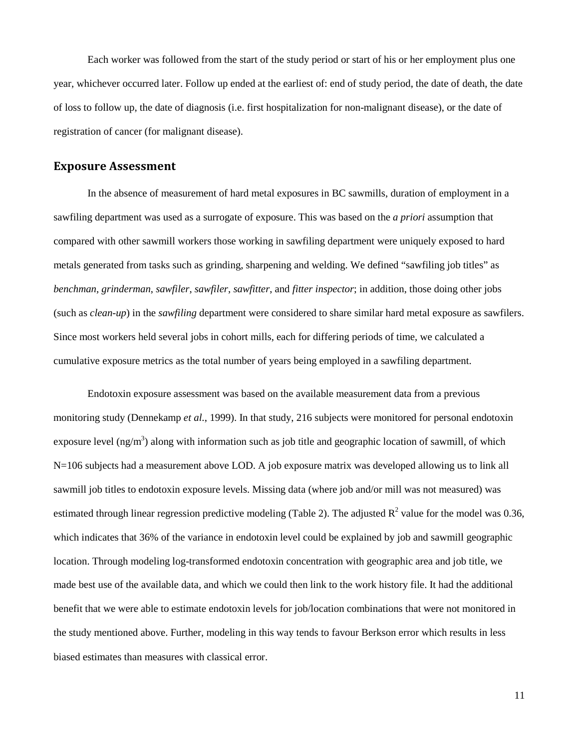Each worker was followed from the start of the study period or start of his or her employment plus one year, whichever occurred later. Follow up ended at the earliest of: end of study period, the date of death, the date of loss to follow up, the date of diagnosis (i.e. first hospitalization for non-malignant disease), or the date of registration of cancer (for malignant disease).

## Exposure Assessment

In the absence of measurement of hard metal exposures in BC sawmills, duration of employment in a sawfiling department was used as a surrogate of exposure. This was based on the *a priori* assumption that compared with other sawmill workers those working in sawfiling department were uniquely exposed to hard metals generated from tasks such as grinding, sharpening and welding. We defined "sawfiling job titles" as *benchman*, *grinderman*, *sawfiler*, *sawfiler*, *sawfitter*, and *fitter inspector*; in addition, those doing other jobs (such as *clean-up*) in the *sawfiling* department were considered to share similar hard metal exposure as sawfilers. Since most workers held several jobs in cohort mills, each for differing periods of time, we calculated a cumulative exposure metrics as the total number of years being employed in a sawfiling department.

Endotoxin exposure assessment was based on the available measurement data from a previous monitoring study (Dennekamp *et al.*, 1999). In that study, 216 subjects were monitored for personal endotoxin exposure level (ng/m$^3$) along with information such as job title and geographic location of sawmill, of which N=106 subjects had a measurement above LOD. A job exposure matrix was developed allowing us to link all sawmill job titles to endotoxin exposure levels. Missing data (where job and/or mill was not measured) was estimated through linear regression predictive modeling (Table 2). The adjusted $R^2$ value for the model was 0.36, which indicates that 36% of the variance in endotoxin level could be explained by job and sawmill geographic location. Through modeling log-transformed endotoxin concentration with geographic area and job title, we made best use of the available data, and which we could then link to the work history file. It had the additional benefit that we were able to estimate endotoxin levels for job/location combinations that were not monitored in the study mentioned above. Further, modeling in this way tends to favour Berkson error which results in less biased estimates than measures with classical error.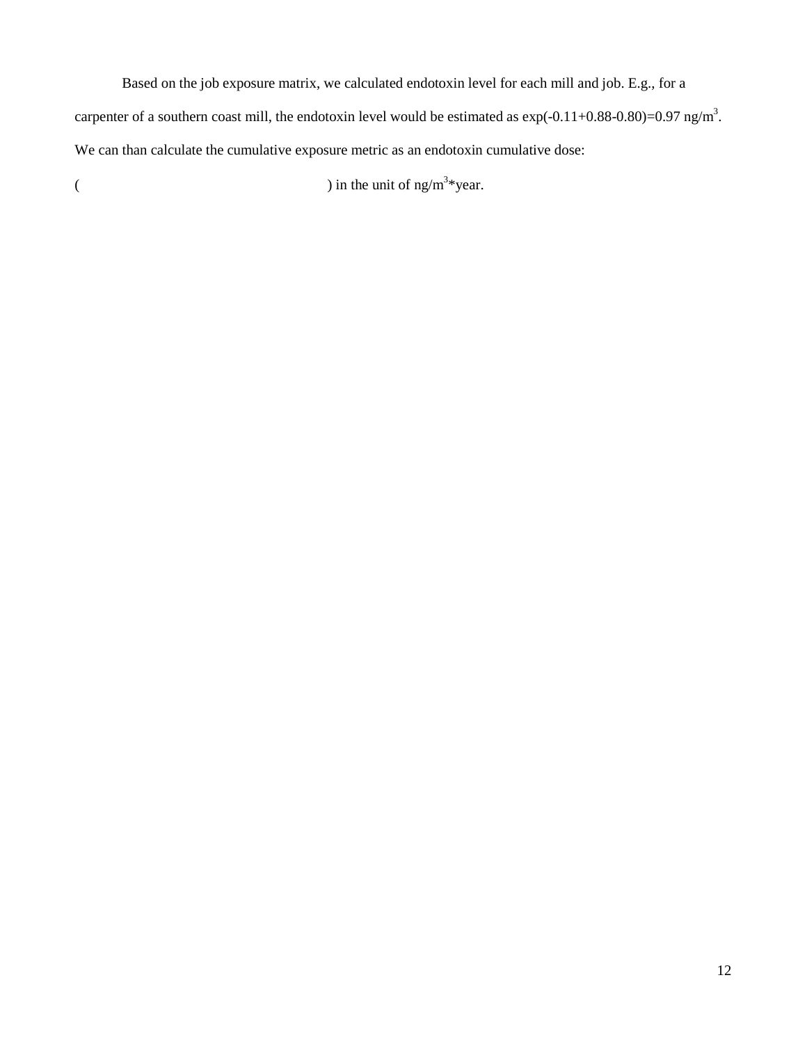Based on the job exposure matrix, we calculated endotoxin level for each mill and job. E.g., for a carpenter of a southern coast mill, the endotoxin level would be estimated as exp(-0.11+0.88-0.80)=0.97 ng/m$^3$. We can than calculate the cumulative exposure metric as an endotoxin cumulative dose:

( ) in the unit of ng/m$^3$*year.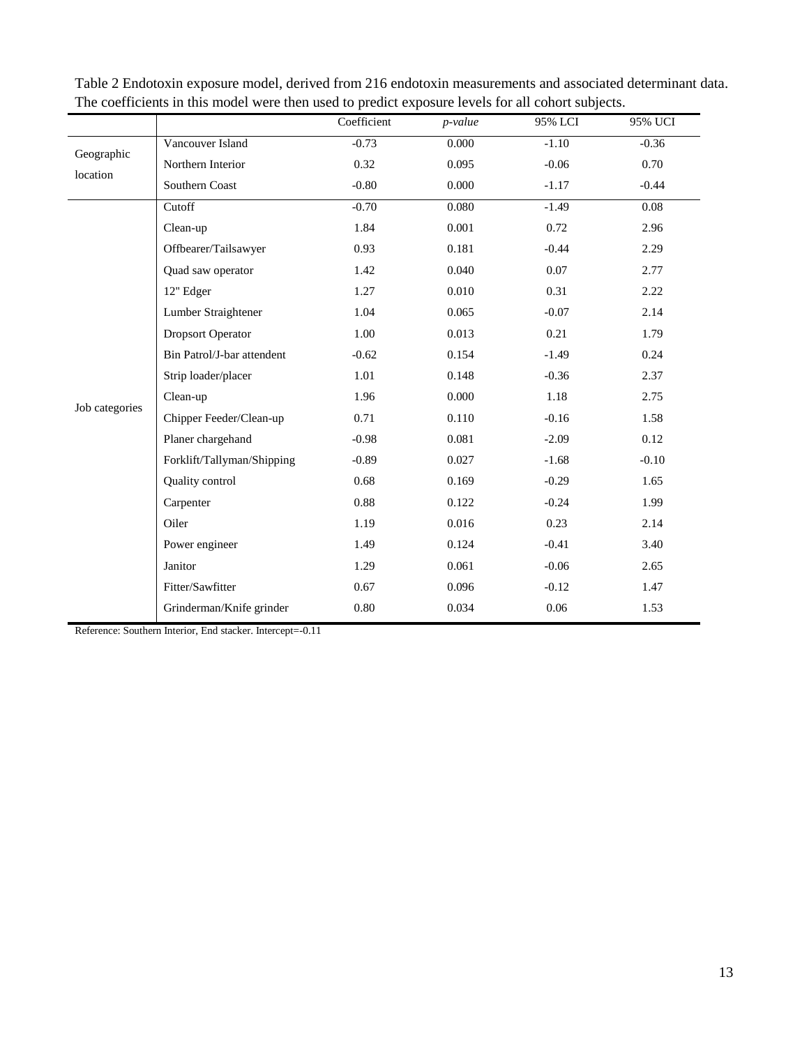Table 2 Endotoxin exposure model, derived from 216 endotoxin measurements and associated determinant data. The coefficients in this model were then used to predict exposure levels for all cohort subjects.

| | | Coefficient | *p-value* | 95% LCI | 95% UCI |
|---|---|---|---|---|---|
| Geographic location | Vancouver Island | -0.73 | 0.000 | -1.10 | -0.36 |
| | Northern Interior | 0.32 | 0.095 | -0.06 | 0.70 |
| | Southern Coast | -0.80 | 0.000 | -1.17 | -0.44 |
| Job categories | Cutoff | -0.70 | 0.080 | -1.49 | 0.08 |
| | Clean-up | 1.84 | 0.001 | 0.72 | 2.96 |
| | Offbearer/Tailsawyer | 0.93 | 0.181 | -0.44 | 2.29 |
| | Quad saw operator | 1.42 | 0.040 | 0.07 | 2.77 |
| | 12" Edger | 1.27 | 0.010 | 0.31 | 2.22 |
| | Lumber Straightener | 1.04 | 0.065 | -0.07 | 2.14 |
| | Dropsort Operator | 1.00 | 0.013 | 0.21 | 1.79 |
| | Bin Patrol/J-bar attendent | -0.62 | 0.154 | -1.49 | 0.24 |
| | Strip loader/placer | 1.01 | 0.148 | -0.36 | 2.37 |
| | Clean-up | 1.96 | 0.000 | 1.18 | 2.75 |
| | Chipper Feeder/Clean-up | 0.71 | 0.110 | -0.16 | 1.58 |
| | Planer chargehand | -0.98 | 0.081 | -2.09 | 0.12 |
| | Forklift/Tallyman/Shipping | -0.89 | 0.027 | -1.68 | -0.10 |
| | Quality control | 0.68 | 0.169 | -0.29 | 1.65 |
| | Carpenter | 0.88 | 0.122 | -0.24 | 1.99 |
| | Oiler | 1.19 | 0.016 | 0.23 | 2.14 |
| | Power engineer | 1.49 | 0.124 | -0.41 | 3.40 |
| | Janitor | 1.29 | 0.061 | -0.06 | 2.65 |
| | Fitter/Sawfitter | 0.67 | 0.096 | -0.12 | 1.47 |
| | Grinderman/Knife grinder | 0.80 | 0.034 | 0.06 | 1.53 |

Reference: Southern Interior, End stacker. Intercept=-0.11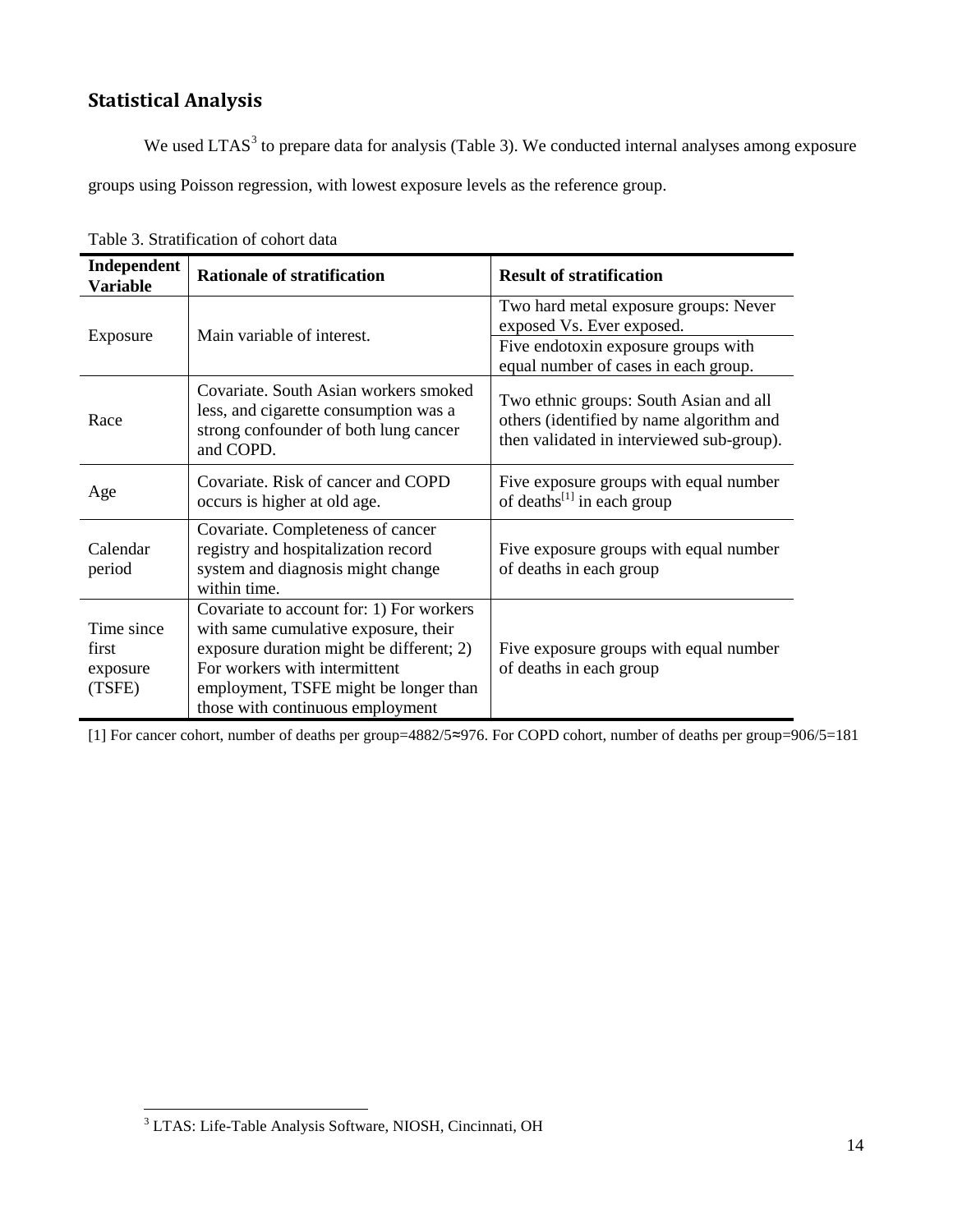## Statistical Analysis

We used LTAS[3] to prepare data for analysis (Table 3). We conducted internal analyses among exposure groups using Poisson regression, with lowest exposure levels as the reference group.

Table 3. Stratification of cohort data

| Independent Variable | Rationale of stratification | Result of stratification |
|---|---|---|
| Exposure | Main variable of interest. | Two hard metal exposure groups: Never exposed Vs. Ever exposed. |
| | | Five endotoxin exposure groups with equal number of cases in each group. |
| Race | Covariate. South Asian workers smoked less, and cigarette consumption was a strong confounder of both lung cancer and COPD. | Two ethnic groups: South Asian and all others (identified by name algorithm and then validated in interviewed sub-group). |
| Age | Covariate. Risk of cancer and COPD occurs is higher at old age. | Five exposure groups with equal number of deaths[1] in each group |
| Calendar period | Covariate. Completeness of cancer registry and hospitalization record system and diagnosis might change within time. | Five exposure groups with equal number of deaths in each group |
| Time since first exposure (TSFE) | Covariate to account for: 1) For workers with same cumulative exposure, their exposure duration might be different; 2) For workers with intermittent employment, TSFE might be longer than those with continuous employment | Five exposure groups with equal number of deaths in each group |

[1] For cancer cohort, number of deaths per group=4882/5≈976. For COPD cohort, number of deaths per group=906/5=181

[3] LTAS: Life-Table Analysis Software, NIOSH, Cincinnati, OH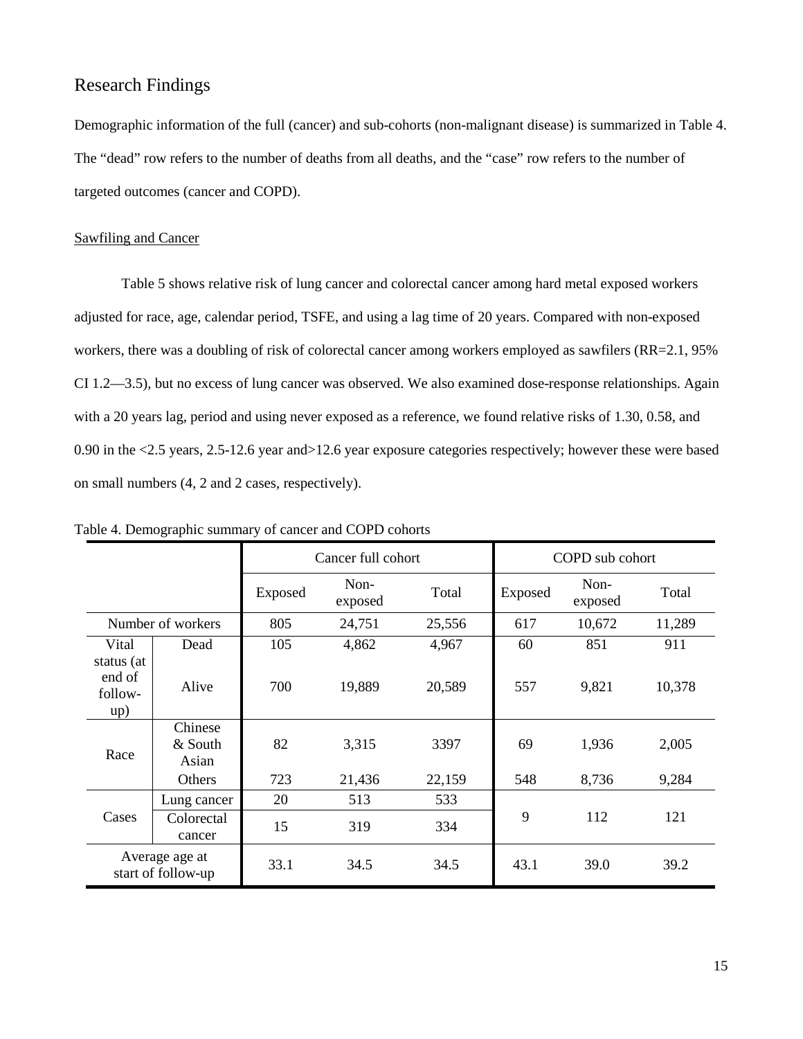## Research Findings

Demographic information of the full (cancer) and sub-cohorts (non-malignant disease) is summarized in Table 4. The "dead" row refers to the number of deaths from all deaths, and the "case" row refers to the number of targeted outcomes (cancer and COPD).

### Sawfiling and Cancer

Table 5 shows relative risk of lung cancer and colorectal cancer among hard metal exposed workers adjusted for race, age, calendar period, TSFE, and using a lag time of 20 years. Compared with non-exposed workers, there was a doubling of risk of colorectal cancer among workers employed as sawfilers (RR=2.1, 95% CI 1.2—3.5), but no excess of lung cancer was observed. We also examined dose-response relationships. Again with a 20 years lag, period and using never exposed as a reference, we found relative risks of 1.30, 0.58, and 0.90 in the <2.5 years, 2.5-12.6 year and>12.6 year exposure categories respectively; however these were based on small numbers (4, 2 and 2 cases, respectively).

Table 4. Demographic summary of cancer and COPD cohorts

| | | Cancer full cohort | | | COPD sub cohort | | |
|---|---|---|---|---|---|---|---|
| | | Exposed | Non-exposed | Total | Exposed | Non-exposed | Total |
| Number of workers | | 805 | 24,751 | 25,556 | 617 | 10,672 | 11,289 |
| Vital status (at end of follow-up) | Dead | 105 | 4,862 | 4,967 | 60 | 851 | 911 |
| | Alive | 700 | 19,889 | 20,589 | 557 | 9,821 | 10,378 |
| Race | Chinese & South Asian | 82 | 3,315 | 3397 | 69 | 1,936 | 2,005 |
| | Others | 723 | 21,436 | 22,159 | 548 | 8,736 | 9,284 |
| Cases | Lung cancer | 20 | 513 | 533 | 9 | 112 | 121 |
| | Colorectal cancer | 15 | 319 | 334 | | | |
| Average age at start of follow-up | | 33.1 | 34.5 | 34.5 | 43.1 | 39.0 | 39.2 |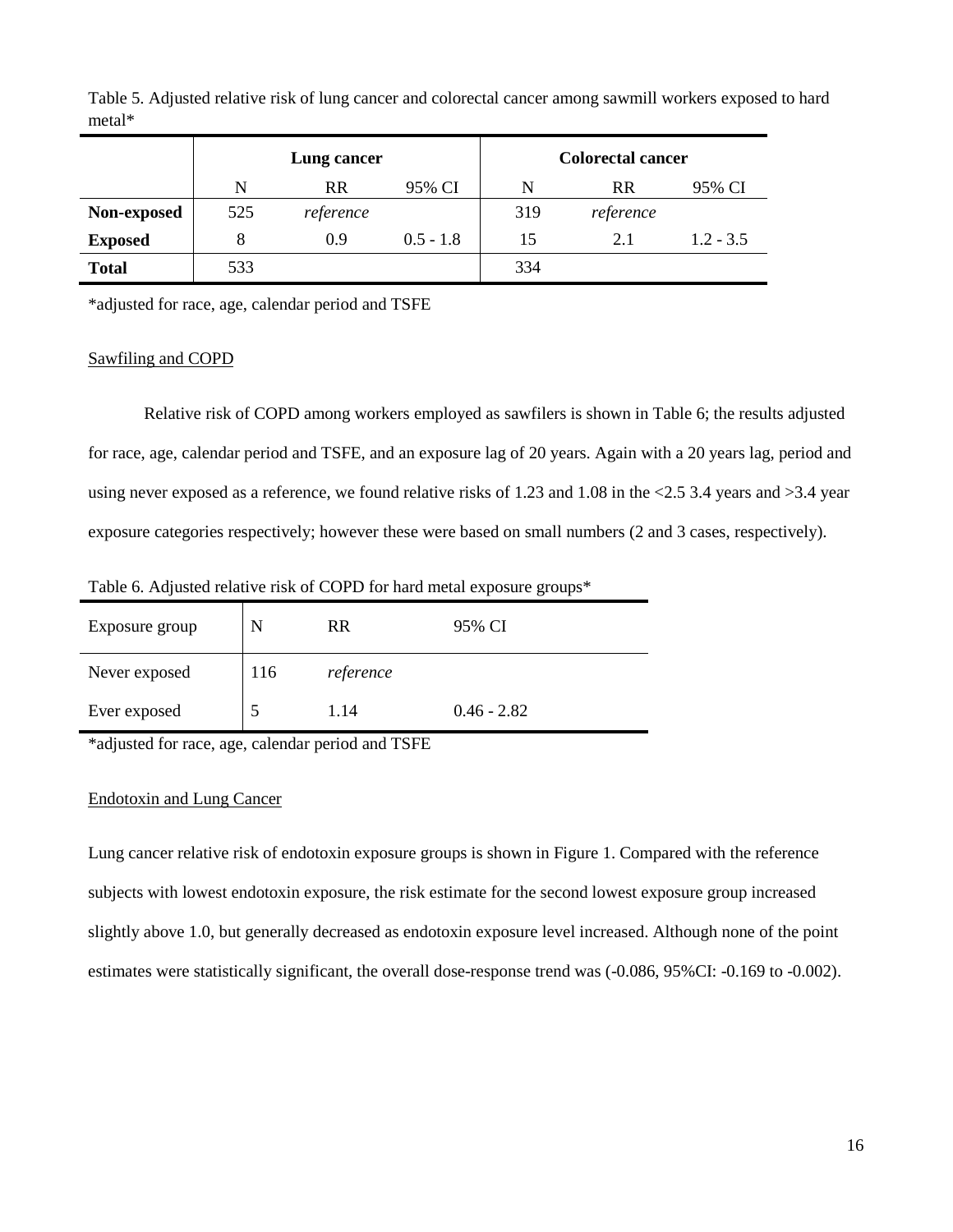Table 5. Adjusted relative risk of lung cancer and colorectal cancer among sawmill workers exposed to hard metal*

| | Lung cancer | | | Colorectal cancer | | |
|---|---|---|---|---|---|---|
| | N | RR | 95% CI | N | RR | 95% CI |
| **Non-exposed** | 525 | *reference* | | 319 | *reference* | |
| **Exposed** | 8 | 0.9 | 0.5 - 1.8 | 15 | 2.1 | 1.2 - 3.5 |
| **Total** | 533 | | | 334 | | |

*adjusted for race, age, calendar period and TSFE

Sawfiling and COPD

Relative risk of COPD among workers employed as sawfilers is shown in Table 6; the results adjusted for race, age, calendar period and TSFE, and an exposure lag of 20 years. Again with a 20 years lag, period and using never exposed as a reference, we found relative risks of 1.23 and 1.08 in the <2.5 3.4 years and >3.4 year exposure categories respectively; however these were based on small numbers (2 and 3 cases, respectively).

Table 6. Adjusted relative risk of COPD for hard metal exposure groups*

| Exposure group | N | RR | 95% CI |
|---|---|---|---|
| Never exposed | 116 | *reference* | |
| Ever exposed | 5 | 1.14 | 0.46 - 2.82 |

*adjusted for race, age, calendar period and TSFE

Endotoxin and Lung Cancer

Lung cancer relative risk of endotoxin exposure groups is shown in Figure 1. Compared with the reference subjects with lowest endotoxin exposure, the risk estimate for the second lowest exposure group increased slightly above 1.0, but generally decreased as endotoxin exposure level increased. Although none of the point estimates were statistically significant, the overall dose-response trend was (-0.086, 95%CI: -0.169 to -0.002).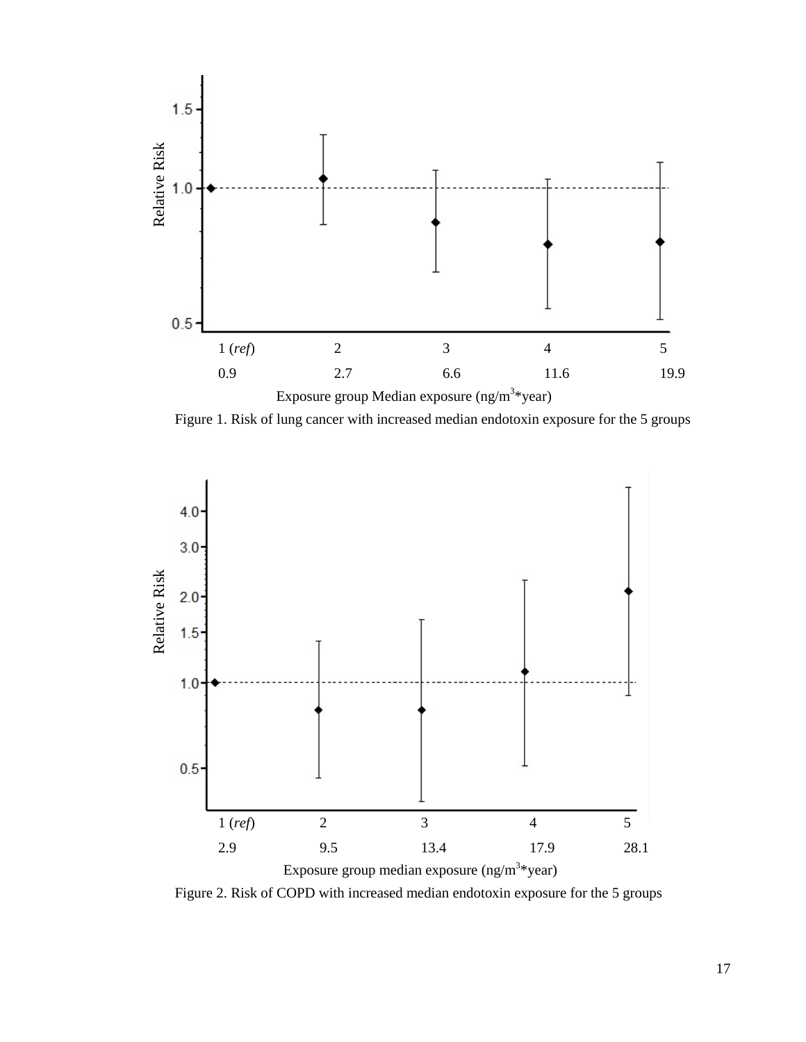Relative Risk

1 (*ref*) 2 3 4 5

0.9 2.7 6.6 11.6 19.9

Exposure group Median exposure (ng/m$^3$*year)

Figure 1. Risk of lung cancer with increased median endotoxin exposure for the 5 groups

Relative Risk

1 (*ref*) 2 3 4 5

2.9 9.5 13.4 17.9 28.1

Exposure group median exposure (ng/m$^3$*year)

Figure 2. Risk of COPD with increased median endotoxin exposure for the 5 groups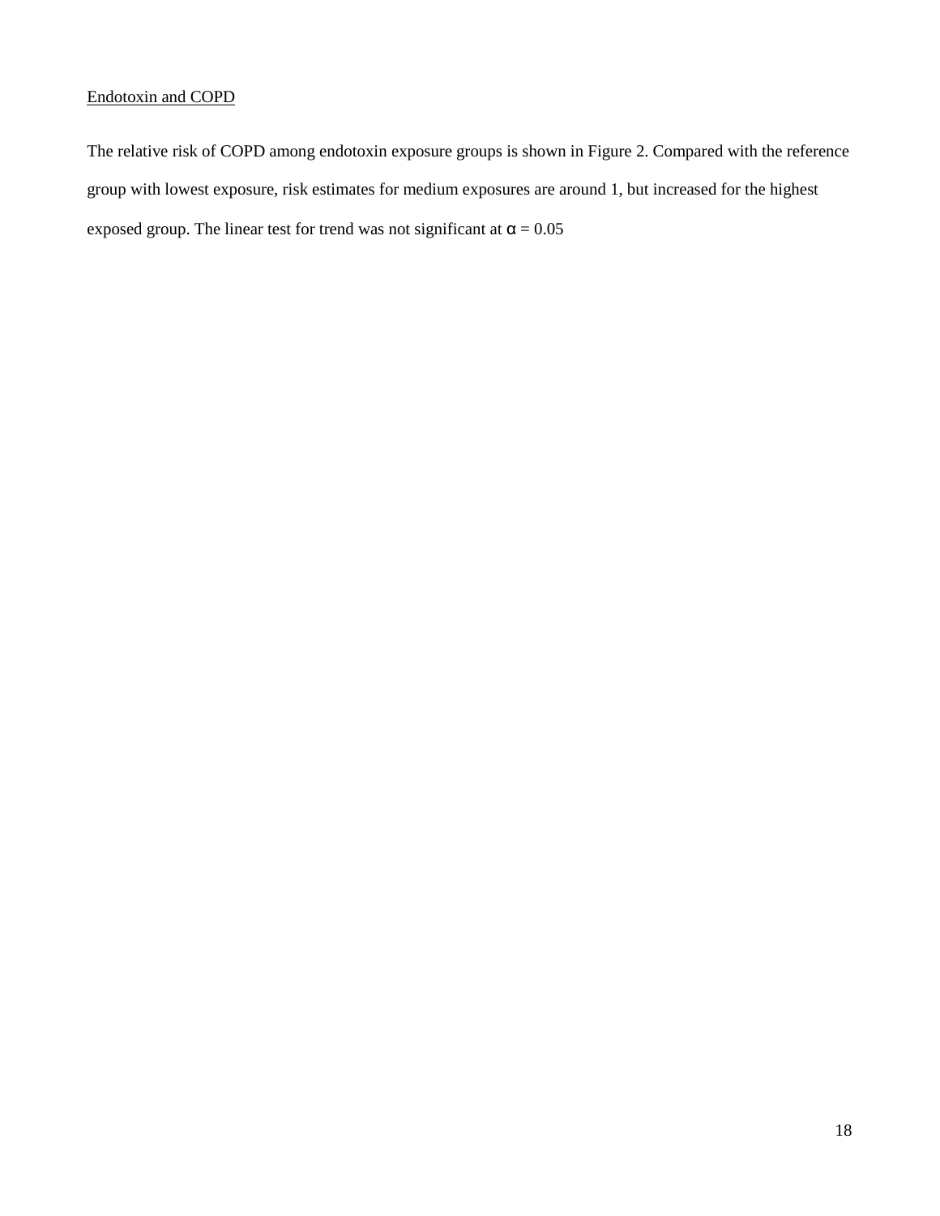Endotoxin and COPD

The relative risk of COPD among endotoxin exposure groups is shown in Figure 2. Compared with the reference group with lowest exposure, risk estimates for medium exposures are around 1, but increased for the highest exposed group. The linear test for trend was not significant at $\alpha = 0.05$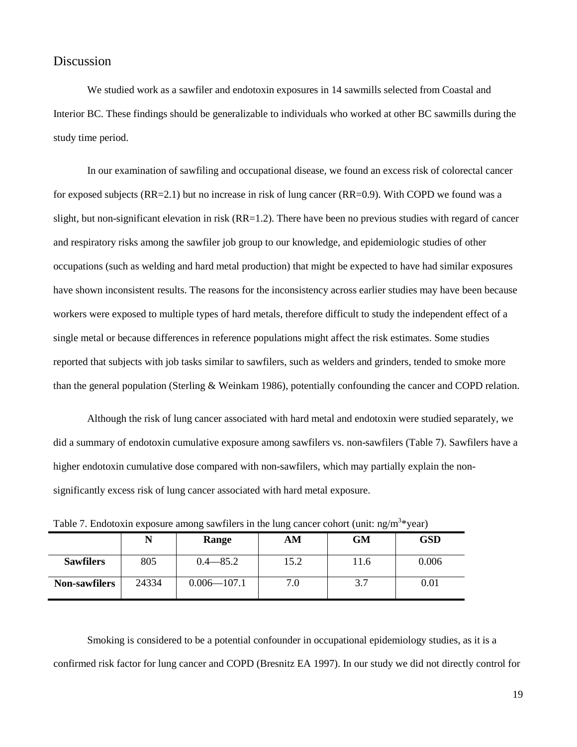## Discussion

We studied work as a sawfiler and endotoxin exposures in 14 sawmills selected from Coastal and Interior BC. These findings should be generalizable to individuals who worked at other BC sawmills during the study time period.

In our examination of sawfiling and occupational disease, we found an excess risk of colorectal cancer for exposed subjects (RR=2.1) but no increase in risk of lung cancer (RR=0.9). With COPD we found was a slight, but non-significant elevation in risk (RR=1.2). There have been no previous studies with regard of cancer and respiratory risks among the sawfiler job group to our knowledge, and epidemiologic studies of other occupations (such as welding and hard metal production) that might be expected to have had similar exposures have shown inconsistent results. The reasons for the inconsistency across earlier studies may have been because workers were exposed to multiple types of hard metals, therefore difficult to study the independent effect of a single metal or because differences in reference populations might affect the risk estimates. Some studies reported that subjects with job tasks similar to sawfilers, such as welders and grinders, tended to smoke more than the general population (Sterling & Weinkam 1986), potentially confounding the cancer and COPD relation.

Although the risk of lung cancer associated with hard metal and endotoxin were studied separately, we did a summary of endotoxin cumulative exposure among sawfilers vs. non-sawfilers (Table 7). Sawfilers have a higher endotoxin cumulative dose compared with non-sawfilers, which may partially explain the non-significantly excess risk of lung cancer associated with hard metal exposure.

Table 7. Endotoxin exposure among sawfilers in the lung cancer cohort (unit: $ng/m^3$*year)

| | N | Range | AM | GM | GSD |
|---|---|---|---|---|---|
| **Sawfilers** | 805 | 0.4—85.2 | 15.2 | 11.6 | 0.006 |
| **Non-sawfilers** | 24334 | 0.006—107.1 | 7.0 | 3.7 | 0.01 |

Smoking is considered to be a potential confounder in occupational epidemiology studies, as it is a confirmed risk factor for lung cancer and COPD (Bresnitz EA 1997). In our study we did not directly control for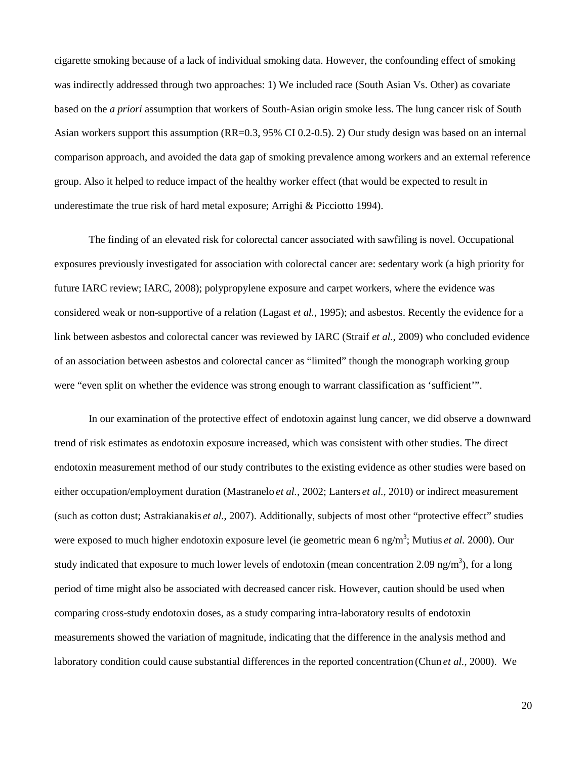cigarette smoking because of a lack of individual smoking data. However, the confounding effect of smoking was indirectly addressed through two approaches: 1) We included race (South Asian Vs. Other) as covariate based on the *a priori* assumption that workers of South-Asian origin smoke less. The lung cancer risk of South Asian workers support this assumption (RR=0.3, 95% CI 0.2-0.5). 2) Our study design was based on an internal comparison approach, and avoided the data gap of smoking prevalence among workers and an external reference group. Also it helped to reduce impact of the healthy worker effect (that would be expected to result in underestimate the true risk of hard metal exposure; Arrighi & Picciotto 1994).

The finding of an elevated risk for colorectal cancer associated with sawfiling is novel. Occupational exposures previously investigated for association with colorectal cancer are: sedentary work (a high priority for future IARC review; IARC, 2008); polypropylene exposure and carpet workers, where the evidence was considered weak or non-supportive of a relation (Lagast *et al.*, 1995); and asbestos. Recently the evidence for a link between asbestos and colorectal cancer was reviewed by IARC (Straif *et al.*, 2009) who concluded evidence of an association between asbestos and colorectal cancer as "limited" though the monograph working group were "even split on whether the evidence was strong enough to warrant classification as 'sufficient'".

In our examination of the protective effect of endotoxin against lung cancer, we did observe a downward trend of risk estimates as endotoxin exposure increased, which was consistent with other studies. The direct endotoxin measurement method of our study contributes to the existing evidence as other studies were based on either occupation/employment duration (Mastranelo *et al.*, 2002; Lanters *et al.*, 2010) or indirect measurement (such as cotton dust; Astrakianakis *et al.*, 2007). Additionally, subjects of most other "protective effect" studies were exposed to much higher endotoxin exposure level (ie geometric mean 6 ng/m$^3$; Mutius *et al.* 2000). Our study indicated that exposure to much lower levels of endotoxin (mean concentration 2.09 ng/m$^3$), for a long period of time might also be associated with decreased cancer risk. However, caution should be used when comparing cross-study endotoxin doses, as a study comparing intra-laboratory results of endotoxin measurements showed the variation of magnitude, indicating that the difference in the analysis method and laboratory condition could cause substantial differences in the reported concentration (Chun *et al.*, 2000). We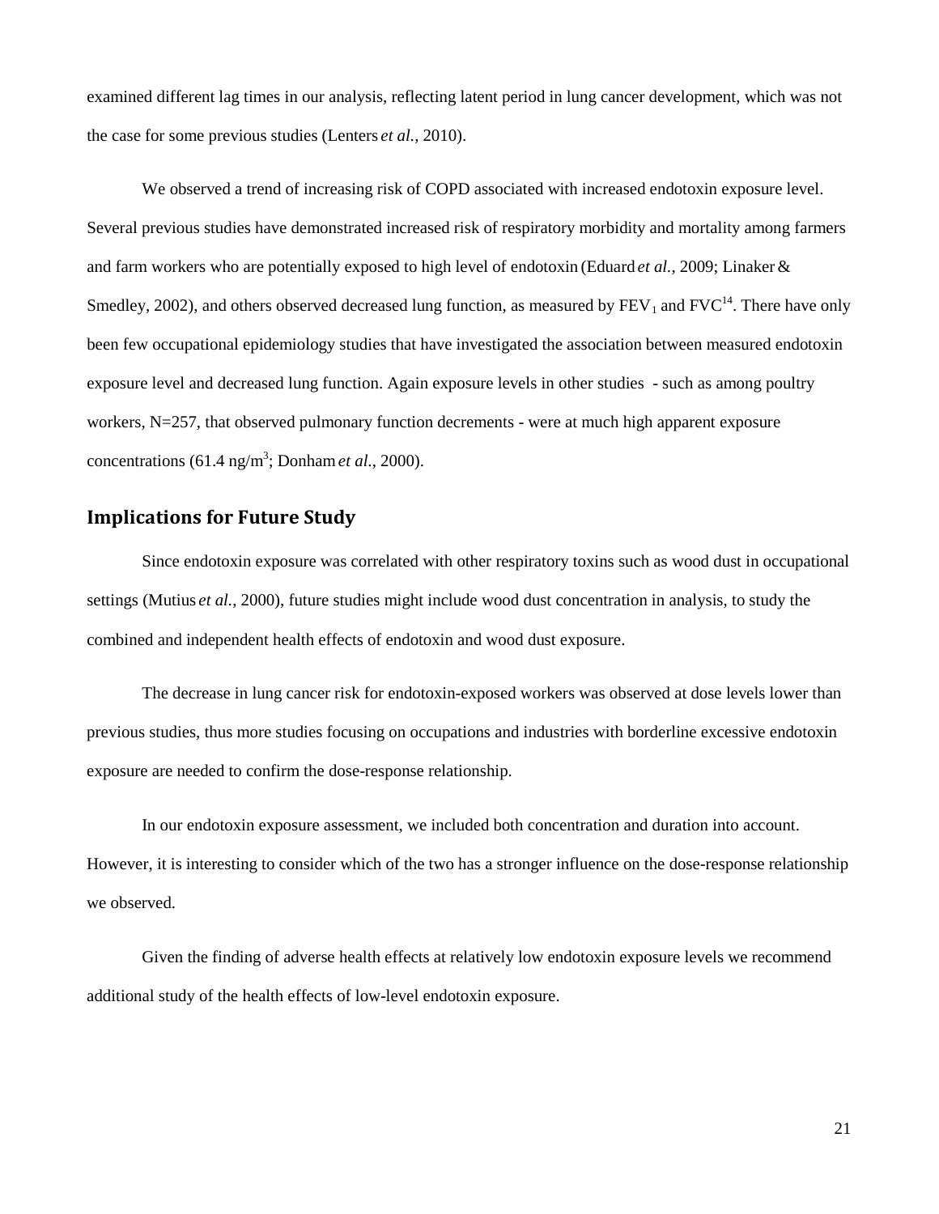examined different lag times in our analysis, reflecting latent period in lung cancer development, which was not the case for some previous studies (Lenters *et al.*, 2010).

We observed a trend of increasing risk of COPD associated with increased endotoxin exposure level. Several previous studies have demonstrated increased risk of respiratory morbidity and mortality among farmers and farm workers who are potentially exposed to high level of endotoxin (Eduard *et al.*, 2009; Linaker & Smedley, 2002), and others observed decreased lung function, as measured by $FEV_1$ and FVC[14]. There have only been few occupational epidemiology studies that have investigated the association between measured endotoxin exposure level and decreased lung function. Again exposure levels in other studies - such as among poultry workers, N=257, that observed pulmonary function decrements - were at much high apparent exposure concentrations (61.4 ng/$m^3$; Donham *et al*., 2000).

## Implications for Future Study

Since endotoxin exposure was correlated with other respiratory toxins such as wood dust in occupational settings (Mutius *et al.*, 2000), future studies might include wood dust concentration in analysis, to study the combined and independent health effects of endotoxin and wood dust exposure.

The decrease in lung cancer risk for endotoxin-exposed workers was observed at dose levels lower than previous studies, thus more studies focusing on occupations and industries with borderline excessive endotoxin exposure are needed to confirm the dose-response relationship.

In our endotoxin exposure assessment, we included both concentration and duration into account. However, it is interesting to consider which of the two has a stronger influence on the dose-response relationship we observed.

Given the finding of adverse health effects at relatively low endotoxin exposure levels we recommend additional study of the health effects of low-level endotoxin exposure.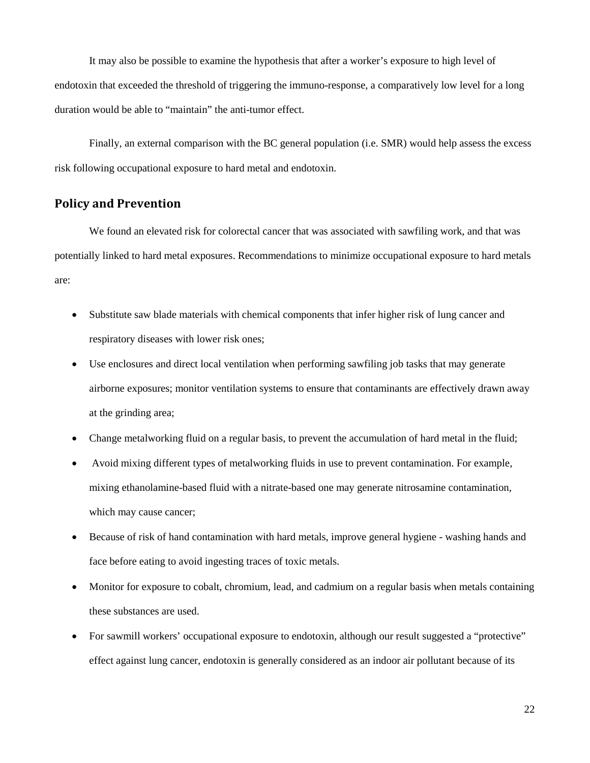It may also be possible to examine the hypothesis that after a worker's exposure to high level of endotoxin that exceeded the threshold of triggering the immuno-response, a comparatively low level for a long duration would be able to "maintain" the anti-tumor effect.

Finally, an external comparison with the BC general population (i.e. SMR) would help assess the excess risk following occupational exposure to hard metal and endotoxin.

## Policy and Prevention

We found an elevated risk for colorectal cancer that was associated with sawfiling work, and that was potentially linked to hard metal exposures. Recommendations to minimize occupational exposure to hard metals are:

- Substitute saw blade materials with chemical components that infer higher risk of lung cancer and respiratory diseases with lower risk ones;
- Use enclosures and direct local ventilation when performing sawfiling job tasks that may generate airborne exposures; monitor ventilation systems to ensure that contaminants are effectively drawn away at the grinding area;
- Change metalworking fluid on a regular basis, to prevent the accumulation of hard metal in the fluid;
- Avoid mixing different types of metalworking fluids in use to prevent contamination. For example, mixing ethanolamine-based fluid with a nitrate-based one may generate nitrosamine contamination, which may cause cancer;
- Because of risk of hand contamination with hard metals, improve general hygiene - washing hands and face before eating to avoid ingesting traces of toxic metals.
- Monitor for exposure to cobalt, chromium, lead, and cadmium on a regular basis when metals containing these substances are used.
- For sawmill workers' occupational exposure to endotoxin, although our result suggested a "protective" effect against lung cancer, endotoxin is generally considered as an indoor air pollutant because of its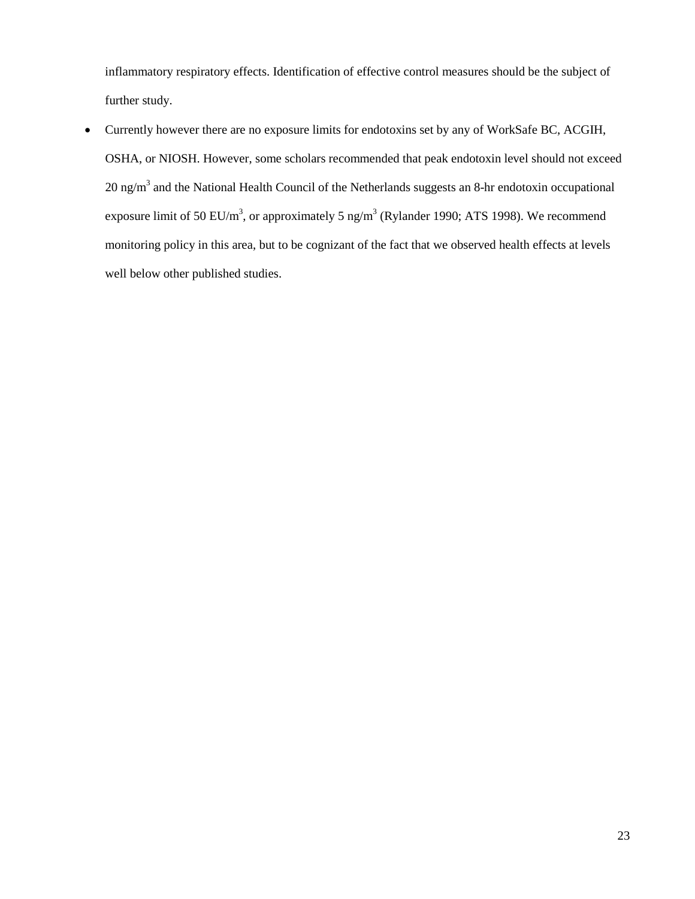inflammatory respiratory effects. Identification of effective control measures should be the subject of further study.

- Currently however there are no exposure limits for endotoxins set by any of WorkSafe BC, ACGIH, OSHA, or NIOSH. However, some scholars recommended that peak endotoxin level should not exceed 20 $ng/m^3$ and the National Health Council of the Netherlands suggests an 8-hr endotoxin occupational exposure limit of 50 $EU/m^3$, or approximately 5 $ng/m^3$ (Rylander 1990; ATS 1998). We recommend monitoring policy in this area, but to be cognizant of the fact that we observed health effects at levels well below other published studies.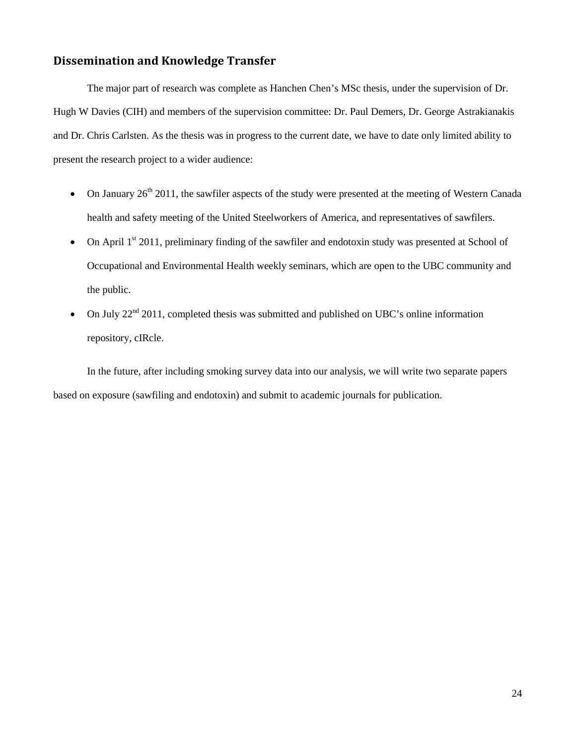## Dissemination and Knowledge Transfer

The major part of research was complete as Hanchen Chen's MSc thesis, under the supervision of Dr. Hugh W Davies (CIH) and members of the supervision committee: Dr. Paul Demers, Dr. George Astrakianakis and Dr. Chris Carlsten. As the thesis was in progress to the current date, we have to date only limited ability to present the research project to a wider audience:

- On January 26th 2011, the sawfiler aspects of the study were presented at the meeting of Western Canada health and safety meeting of the United Steelworkers of America, and representatives of sawfilers.
- On April 1st 2011, preliminary finding of the sawfiler and endotoxin study was presented at School of Occupational and Environmental Health weekly seminars, which are open to the UBC community and the public.
- On July 22nd 2011, completed thesis was submitted and published on UBC's online information repository, cIRcle.

In the future, after including smoking survey data into our analysis, we will write two separate papers based on exposure (sawfiling and endotoxin) and submit to academic journals for publication.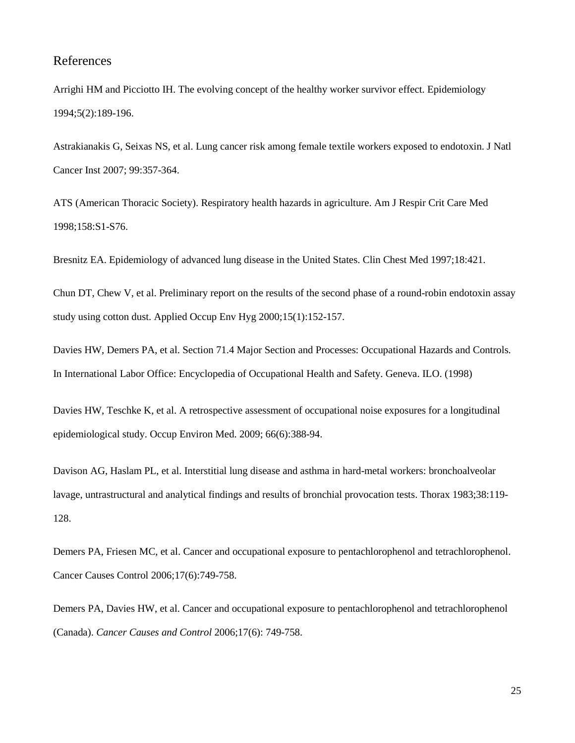## References

Arrighi HM and Picciotto IH. The evolving concept of the healthy worker survivor effect. Epidemiology 1994;5(2):189-196.

Astrakianakis G, Seixas NS, et al. Lung cancer risk among female textile workers exposed to endotoxin. J Natl Cancer Inst 2007; 99:357-364.

ATS (American Thoracic Society). Respiratory health hazards in agriculture. Am J Respir Crit Care Med 1998;158:S1-S76.

Bresnitz EA. Epidemiology of advanced lung disease in the United States. Clin Chest Med 1997;18:421.

Chun DT, Chew V, et al. Preliminary report on the results of the second phase of a round-robin endotoxin assay study using cotton dust. Applied Occup Env Hyg 2000;15(1):152-157.

Davies HW, Demers PA, et al. Section 71.4 Major Section and Processes: Occupational Hazards and Controls. In International Labor Office: Encyclopedia of Occupational Health and Safety. Geneva. ILO. (1998)

Davies HW, Teschke K, et al. A retrospective assessment of occupational noise exposures for a longitudinal epidemiological study. Occup Environ Med. 2009; 66(6):388-94.

Davison AG, Haslam PL, et al. Interstitial lung disease and asthma in hard-metal workers: bronchoalveolar lavage, untrastructural and analytical findings and results of bronchial provocation tests. Thorax 1983;38:119-128.

Demers PA, Friesen MC, et al. Cancer and occupational exposure to pentachlorophenol and tetrachlorophenol. Cancer Causes Control 2006;17(6):749-758.

Demers PA, Davies HW, et al. Cancer and occupational exposure to pentachlorophenol and tetrachlorophenol (Canada). *Cancer Causes and Control* 2006;17(6): 749-758.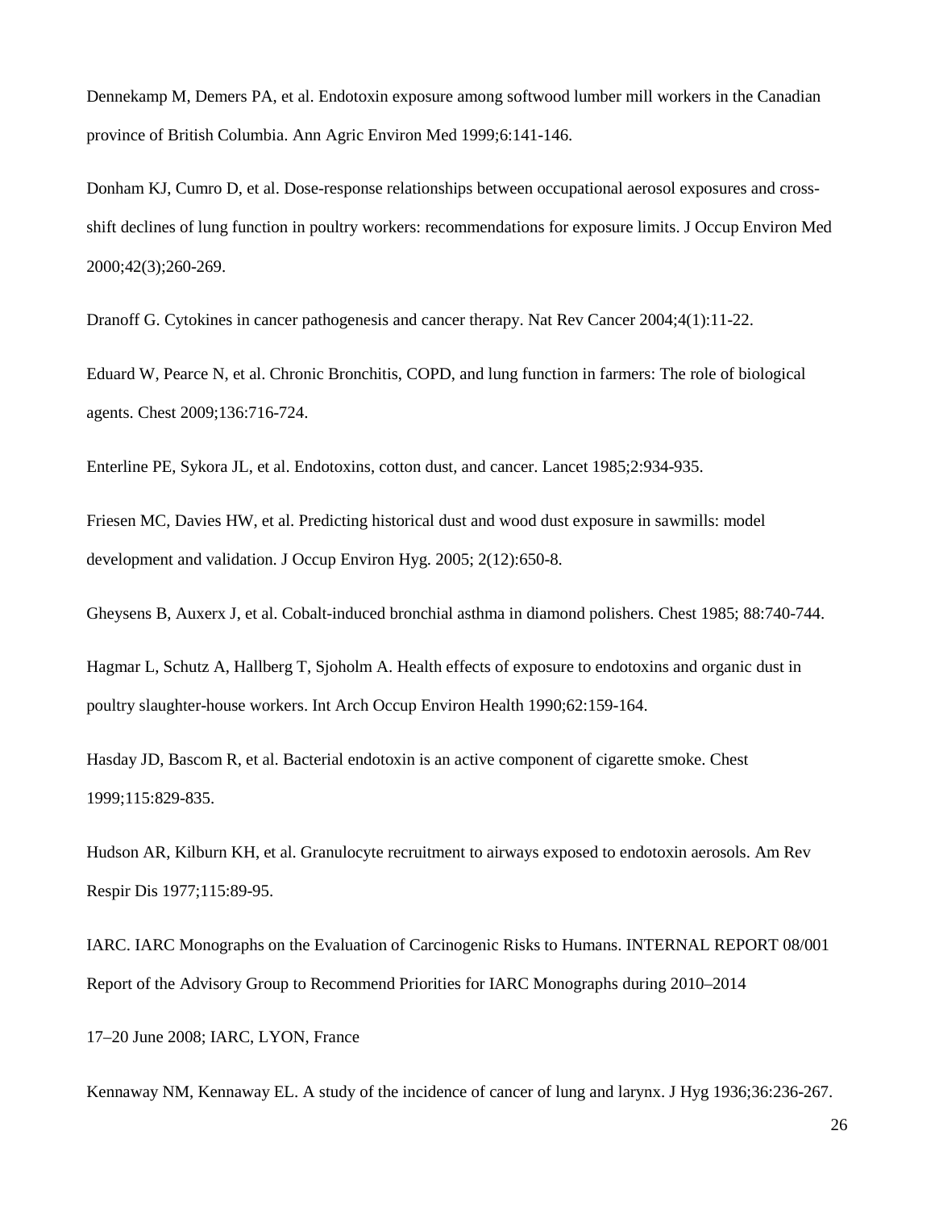Dennekamp M, Demers PA, et al. Endotoxin exposure among softwood lumber mill workers in the Canadian province of British Columbia. Ann Agric Environ Med 1999;6:141-146.

Donham KJ, Cumro D, et al. Dose-response relationships between occupational aerosol exposures and cross-shift declines of lung function in poultry workers: recommendations for exposure limits. J Occup Environ Med 2000;42(3);260-269.

Dranoff G. Cytokines in cancer pathogenesis and cancer therapy. Nat Rev Cancer 2004;4(1):11-22.

Eduard W, Pearce N, et al. Chronic Bronchitis, COPD, and lung function in farmers: The role of biological agents. Chest 2009;136:716-724.

Enterline PE, Sykora JL, et al. Endotoxins, cotton dust, and cancer. Lancet 1985;2:934-935.

Friesen MC, Davies HW, et al. Predicting historical dust and wood dust exposure in sawmills: model development and validation. J Occup Environ Hyg. 2005; 2(12):650-8.

Gheysens B, Auxerx J, et al. Cobalt-induced bronchial asthma in diamond polishers. Chest 1985; 88:740-744.

Hagmar L, Schutz A, Hallberg T, Sjoholm A. Health effects of exposure to endotoxins and organic dust in poultry slaughter-house workers. Int Arch Occup Environ Health 1990;62:159-164.

Hasday JD, Bascom R, et al. Bacterial endotoxin is an active component of cigarette smoke. Chest 1999;115:829-835.

Hudson AR, Kilburn KH, et al. Granulocyte recruitment to airways exposed to endotoxin aerosols. Am Rev Respir Dis 1977;115:89-95.

IARC. IARC Monographs on the Evaluation of Carcinogenic Risks to Humans. INTERNAL REPORT 08/001 Report of the Advisory Group to Recommend Priorities for IARC Monographs during 2010–2014

17–20 June 2008; IARC, LYON, France

Kennaway NM, Kennaway EL. A study of the incidence of cancer of lung and larynx. J Hyg 1936;36:236-267.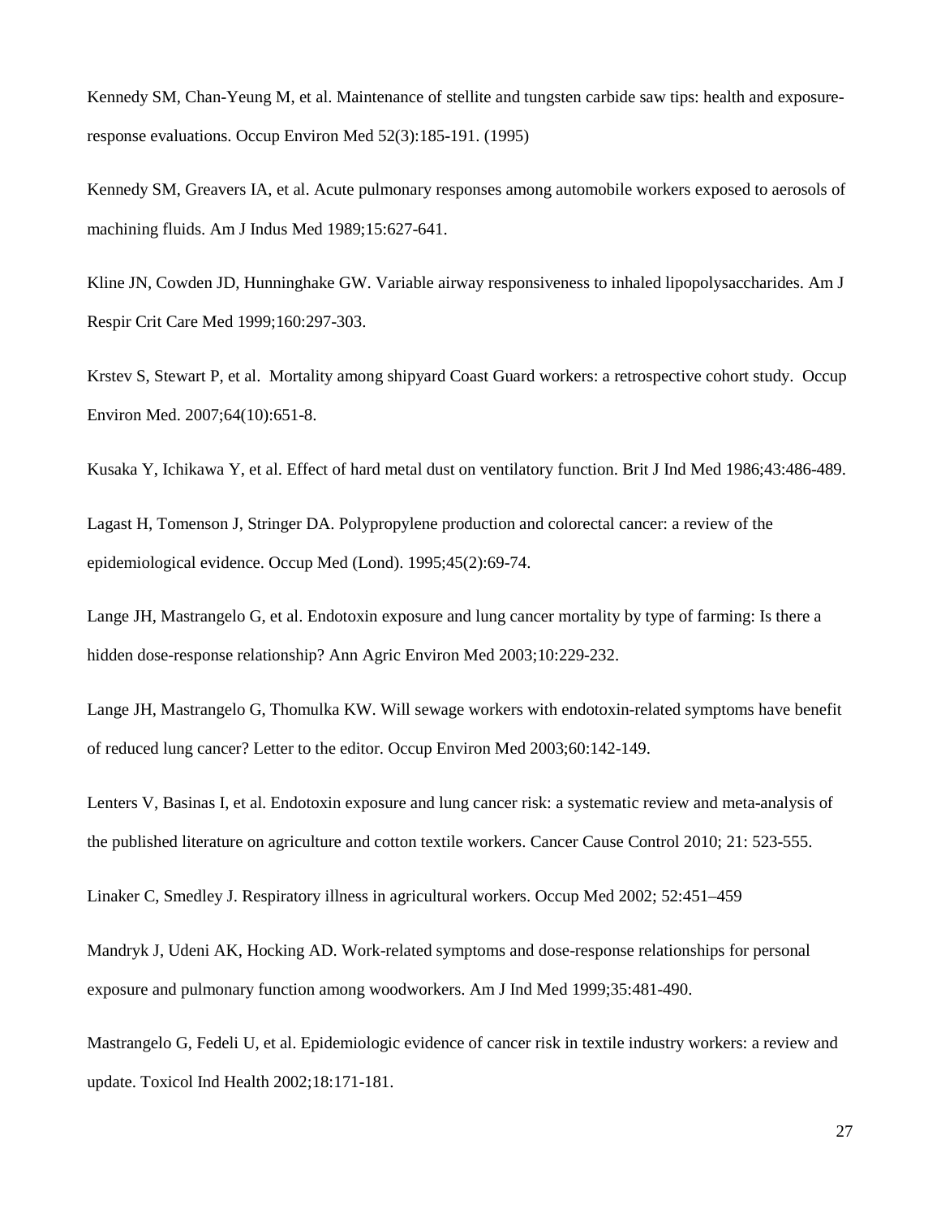Kennedy SM, Chan-Yeung M, et al. Maintenance of stellite and tungsten carbide saw tips: health and exposure-response evaluations. Occup Environ Med 52(3):185-191. (1995)

Kennedy SM, Greavers IA, et al. Acute pulmonary responses among automobile workers exposed to aerosols of machining fluids. Am J Indus Med 1989;15:627-641.

Kline JN, Cowden JD, Hunninghake GW. Variable airway responsiveness to inhaled lipopolysaccharides. Am J Respir Crit Care Med 1999;160:297-303.

Krstev S, Stewart P, et al. Mortality among shipyard Coast Guard workers: a retrospective cohort study. Occup Environ Med. 2007;64(10):651-8.

Kusaka Y, Ichikawa Y, et al. Effect of hard metal dust on ventilatory function. Brit J Ind Med 1986;43:486-489.

Lagast H, Tomenson J, Stringer DA. Polypropylene production and colorectal cancer: a review of the epidemiological evidence. Occup Med (Lond). 1995;45(2):69-74.

Lange JH, Mastrangelo G, et al. Endotoxin exposure and lung cancer mortality by type of farming: Is there a hidden dose-response relationship? Ann Agric Environ Med 2003;10:229-232.

Lange JH, Mastrangelo G, Thomulka KW. Will sewage workers with endotoxin-related symptoms have benefit of reduced lung cancer? Letter to the editor. Occup Environ Med 2003;60:142-149.

Lenters V, Basinas I, et al. Endotoxin exposure and lung cancer risk: a systematic review and meta-analysis of the published literature on agriculture and cotton textile workers. Cancer Cause Control 2010; 21: 523-555.

Linaker C, Smedley J. Respiratory illness in agricultural workers. Occup Med 2002; 52:451–459

Mandryk J, Udeni AK, Hocking AD. Work-related symptoms and dose-response relationships for personal exposure and pulmonary function among woodworkers. Am J Ind Med 1999;35:481-490.

Mastrangelo G, Fedeli U, et al. Epidemiologic evidence of cancer risk in textile industry workers: a review and update. Toxicol Ind Health 2002;18:171-181.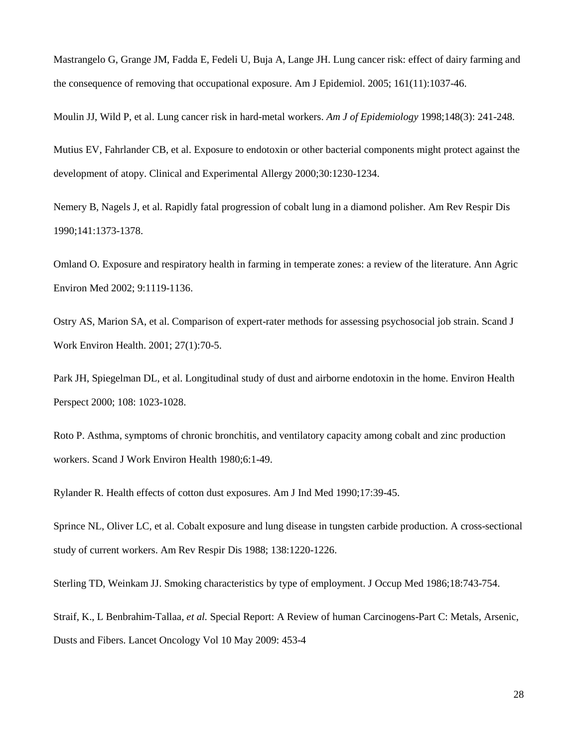Mastrangelo G, Grange JM, Fadda E, Fedeli U, Buja A, Lange JH. Lung cancer risk: effect of dairy farming and the consequence of removing that occupational exposure. Am J Epidemiol. 2005; 161(11):1037-46.

Moulin JJ, Wild P, et al. Lung cancer risk in hard-metal workers. *Am J of Epidemiology* 1998;148(3): 241-248.

Mutius EV, Fahrlander CB, et al. Exposure to endotoxin or other bacterial components might protect against the development of atopy. Clinical and Experimental Allergy 2000;30:1230-1234.

Nemery B, Nagels J, et al. Rapidly fatal progression of cobalt lung in a diamond polisher. Am Rev Respir Dis 1990;141:1373-1378.

Omland O. Exposure and respiratory health in farming in temperate zones: a review of the literature. Ann Agric Environ Med 2002; 9:1119-1136.

Ostry AS, Marion SA, et al. Comparison of expert-rater methods for assessing psychosocial job strain. Scand J Work Environ Health. 2001; 27(1):70-5.

Park JH, Spiegelman DL, et al. Longitudinal study of dust and airborne endotoxin in the home. Environ Health Perspect 2000; 108: 1023-1028.

Roto P. Asthma, symptoms of chronic bronchitis, and ventilatory capacity among cobalt and zinc production workers. Scand J Work Environ Health 1980;6:1-49.

Rylander R. Health effects of cotton dust exposures. Am J Ind Med 1990;17:39-45.

Sprince NL, Oliver LC, et al. Cobalt exposure and lung disease in tungsten carbide production. A cross-sectional study of current workers. Am Rev Respir Dis 1988; 138:1220-1226.

Sterling TD, Weinkam JJ. Smoking characteristics by type of employment. J Occup Med 1986;18:743-754.

Straif, K., L Benbrahim-Tallaa, *et al.* Special Report: A Review of human Carcinogens-Part C: Metals, Arsenic, Dusts and Fibers. Lancet Oncology Vol 10 May 2009: 453-4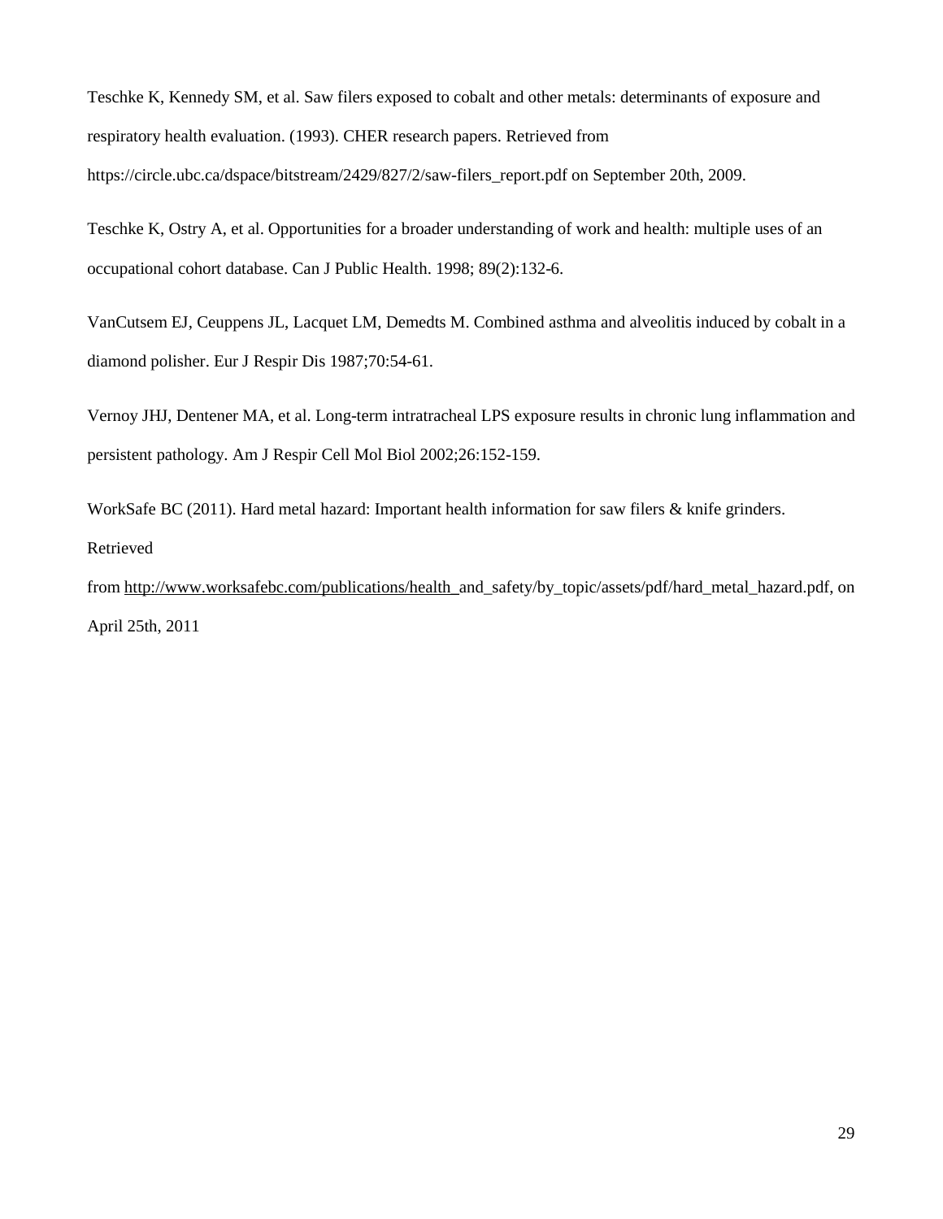Teschke K, Kennedy SM, et al. Saw filers exposed to cobalt and other metals: determinants of exposure and respiratory health evaluation. (1993). CHER research papers. Retrieved from https://circle.ubc.ca/dspace/bitstream/2429/827/2/saw-filers_report.pdf on September 20th, 2009.

Teschke K, Ostry A, et al. Opportunities for a broader understanding of work and health: multiple uses of an occupational cohort database. Can J Public Health. 1998; 89(2):132-6.

VanCutsem EJ, Ceuppens JL, Lacquet LM, Demedts M. Combined asthma and alveolitis induced by cobalt in a diamond polisher. Eur J Respir Dis 1987;70:54-61.

Vernoy JHJ, Dentener MA, et al. Long-term intratracheal LPS exposure results in chronic lung inflammation and persistent pathology. Am J Respir Cell Mol Biol 2002;26:152-159.

WorkSafe BC (2011). Hard metal hazard: Important health information for saw filers & knife grinders. Retrieved from http://www.worksafebc.com/publications/health_and_safety/by_topic/assets/pdf/hard_metal_hazard.pdf, on April 25th, 2011